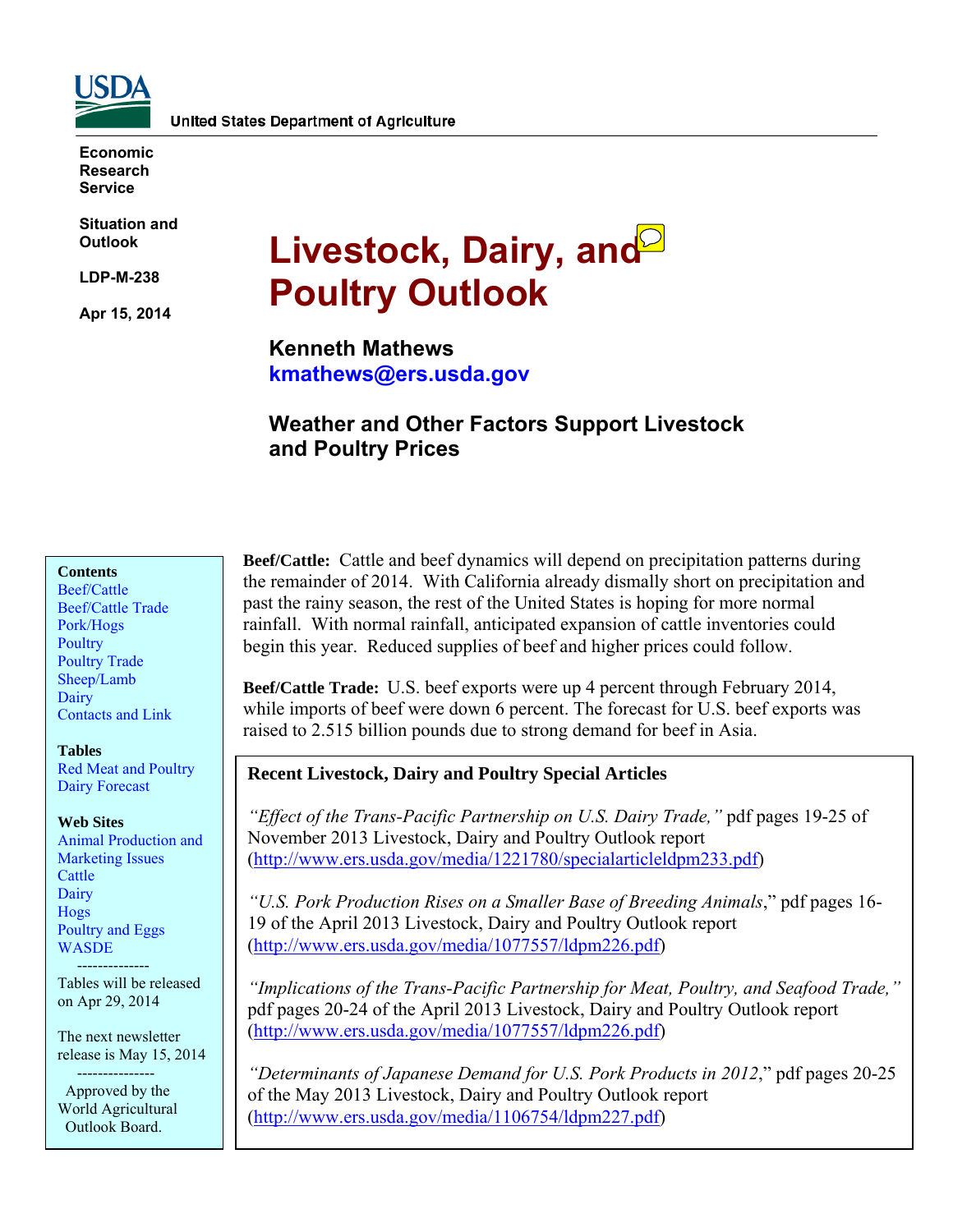United States Department of Agriculture

Economic Research Service

Situation and Outlook

LDP-M-238

Apr 15, 2014

# Livestock, Dairy, and Poultry Outlook

**Kenneth Mathews**
**kmathews@ers.usda.gov**

## Weather and Other Factors Support Livestock and Poultry Prices

**Contents**
- Beef/Cattle
- Beef/Cattle Trade
- Pork/Hogs
- Poultry
- Poultry Trade
- Sheep/Lamb
- Dairy
- Contacts and Link

**Tables**
- Red Meat and Poultry
- Dairy Forecast

**Web Sites**
- Animal Production and Marketing Issues
- Cattle
- Dairy
- Hogs
- Poultry and Eggs
- WASDE

--------------

Tables will be released on Apr 29, 2014

The next newsletter release is May 15, 2014

---------------

Approved by the World Agricultural Outlook Board.

**Beef/Cattle:** Cattle and beef dynamics will depend on precipitation patterns during the remainder of 2014. With California already dismally short on precipitation and past the rainy season, the rest of the United States is hoping for more normal rainfall. With normal rainfall, anticipated expansion of cattle inventories could begin this year. Reduced supplies of beef and higher prices could follow.

**Beef/Cattle Trade:** U.S. beef exports were up 4 percent through February 2014, while imports of beef were down 6 percent. The forecast for U.S. beef exports was raised to 2.515 billion pounds due to strong demand for beef in Asia.

**Recent Livestock, Dairy and Poultry Special Articles**

*"Effect of the Trans-Pacific Partnership on U.S. Dairy Trade,"* pdf pages 19-25 of November 2013 Livestock, Dairy and Poultry Outlook report (http://www.ers.usda.gov/media/1221780/specialarticleldpm233.pdf)

*"U.S. Pork Production Rises on a Smaller Base of Breeding Animals"*, pdf pages 16-19 of the April 2013 Livestock, Dairy and Poultry Outlook report (http://www.ers.usda.gov/media/1077557/ldpm226.pdf)

*"Implications of the Trans-Pacific Partnership for Meat, Poultry, and Seafood Trade,"* pdf pages 20-24 of the April 2013 Livestock, Dairy and Poultry Outlook report (http://www.ers.usda.gov/media/1077557/ldpm226.pdf)

*"Determinants of Japanese Demand for U.S. Pork Products in 2012"*, pdf pages 20-25 of the May 2013 Livestock, Dairy and Poultry Outlook report (http://www.ers.usda.gov/media/1106754/ldpm227.pdf)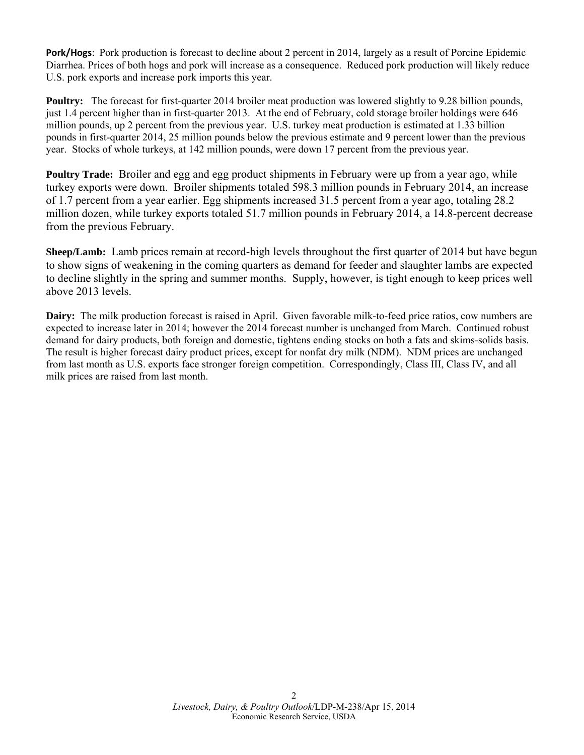**Pork/Hogs**: Pork production is forecast to decline about 2 percent in 2014, largely as a result of Porcine Epidemic Diarrhea. Prices of both hogs and pork will increase as a consequence. Reduced pork production will likely reduce U.S. pork exports and increase pork imports this year.

**Poultry:** The forecast for first-quarter 2014 broiler meat production was lowered slightly to 9.28 billion pounds, just 1.4 percent higher than in first-quarter 2013. At the end of February, cold storage broiler holdings were 646 million pounds, up 2 percent from the previous year. U.S. turkey meat production is estimated at 1.33 billion pounds in first-quarter 2014, 25 million pounds below the previous estimate and 9 percent lower than the previous year. Stocks of whole turkeys, at 142 million pounds, were down 17 percent from the previous year.

**Poultry Trade:** Broiler and egg and egg product shipments in February were up from a year ago, while turkey exports were down. Broiler shipments totaled 598.3 million pounds in February 2014, an increase of 1.7 percent from a year earlier. Egg shipments increased 31.5 percent from a year ago, totaling 28.2 million dozen, while turkey exports totaled 51.7 million pounds in February 2014, a 14.8-percent decrease from the previous February.

**Sheep/Lamb:** Lamb prices remain at record-high levels throughout the first quarter of 2014 but have begun to show signs of weakening in the coming quarters as demand for feeder and slaughter lambs are expected to decline slightly in the spring and summer months. Supply, however, is tight enough to keep prices well above 2013 levels.

**Dairy:** The milk production forecast is raised in April. Given favorable milk-to-feed price ratios, cow numbers are expected to increase later in 2014; however the 2014 forecast number is unchanged from March. Continued robust demand for dairy products, both foreign and domestic, tightens ending stocks on both a fats and skims-solids basis. The result is higher forecast dairy product prices, except for nonfat dry milk (NDM). NDM prices are unchanged from last month as U.S. exports face stronger foreign competition. Correspondingly, Class III, Class IV, and all milk prices are raised from last month.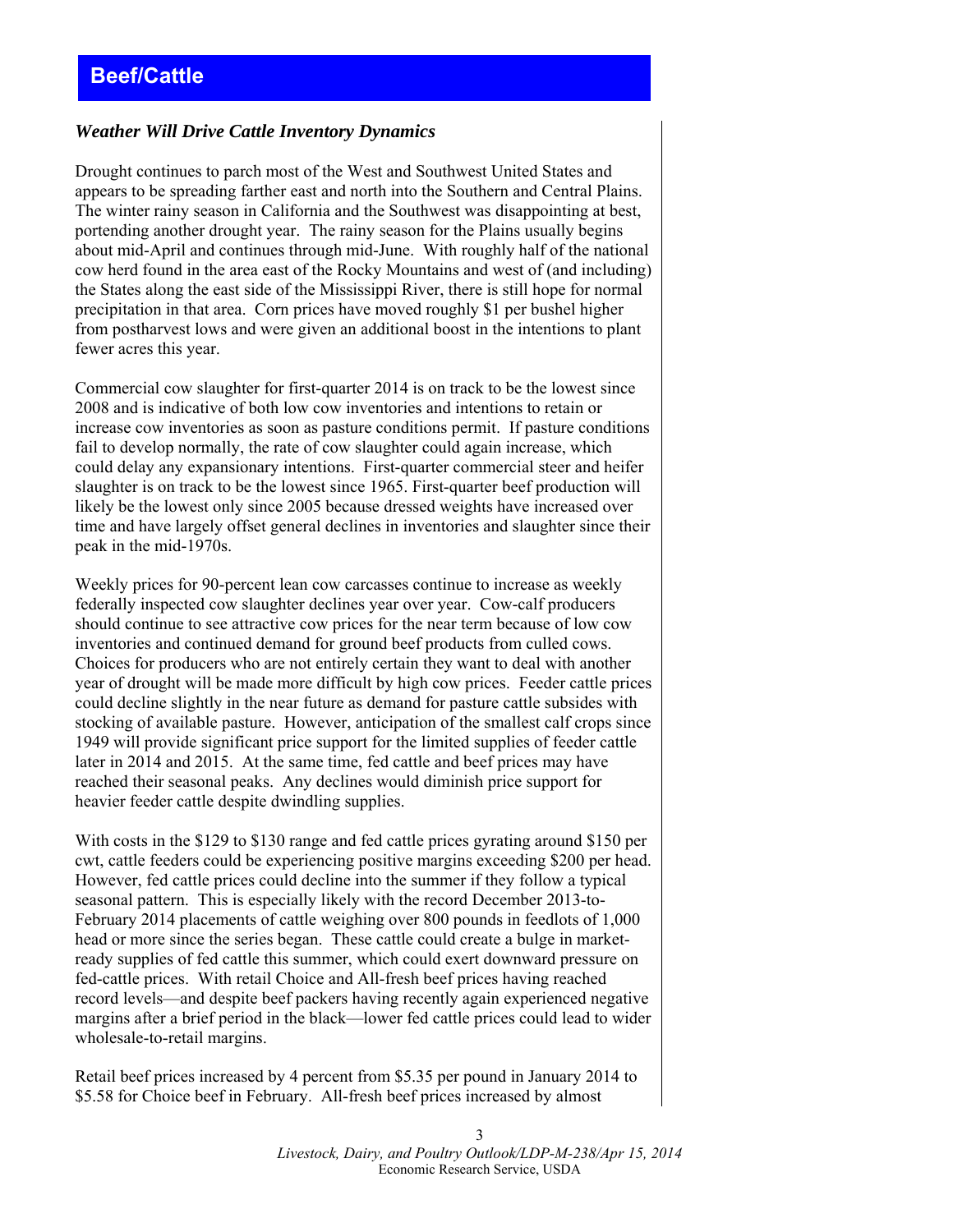# Beef/Cattle

### *Weather Will Drive Cattle Inventory Dynamics*

Drought continues to parch most of the West and Southwest United States and appears to be spreading farther east and north into the Southern and Central Plains. The winter rainy season in California and the Southwest was disappointing at best, portending another drought year. The rainy season for the Plains usually begins about mid-April and continues through mid-June. With roughly half of the national cow herd found in the area east of the Rocky Mountains and west of (and including) the States along the east side of the Mississippi River, there is still hope for normal precipitation in that area. Corn prices have moved roughly $1 per bushel higher from postharvest lows and were given an additional boost in the intentions to plant fewer acres this year.

Commercial cow slaughter for first-quarter 2014 is on track to be the lowest since 2008 and is indicative of both low cow inventories and intentions to retain or increase cow inventories as soon as pasture conditions permit. If pasture conditions fail to develop normally, the rate of cow slaughter could again increase, which could delay any expansionary intentions. First-quarter commercial steer and heifer slaughter is on track to be the lowest since 1965. First-quarter beef production will likely be the lowest only since 2005 because dressed weights have increased over time and have largely offset general declines in inventories and slaughter since their peak in the mid-1970s.

Weekly prices for 90-percent lean cow carcasses continue to increase as weekly federally inspected cow slaughter declines year over year. Cow-calf producers should continue to see attractive cow prices for the near term because of low cow inventories and continued demand for ground beef products from culled cows. Choices for producers who are not entirely certain they want to deal with another year of drought will be made more difficult by high cow prices. Feeder cattle prices could decline slightly in the near future as demand for pasture cattle subsides with stocking of available pasture. However, anticipation of the smallest calf crops since 1949 will provide significant price support for the limited supplies of feeder cattle later in 2014 and 2015. At the same time, fed cattle and beef prices may have reached their seasonal peaks. Any declines would diminish price support for heavier feeder cattle despite dwindling supplies.

With costs in the $129 to $130 range and fed cattle prices gyrating around $150 per cwt, cattle feeders could be experiencing positive margins exceeding $200 per head. However, fed cattle prices could decline into the summer if they follow a typical seasonal pattern. This is especially likely with the record December 2013-to-February 2014 placements of cattle weighing over 800 pounds in feedlots of 1,000 head or more since the series began. These cattle could create a bulge in market-ready supplies of fed cattle this summer, which could exert downward pressure on fed-cattle prices. With retail Choice and All-fresh beef prices having reached record levels—and despite beef packers having recently again experienced negative margins after a brief period in the black—lower fed cattle prices could lead to wider wholesale-to-retail margins.

Retail beef prices increased by 4 percent from $5.35 per pound in January 2014 to $5.58 for Choice beef in February. All-fresh beef prices increased by almost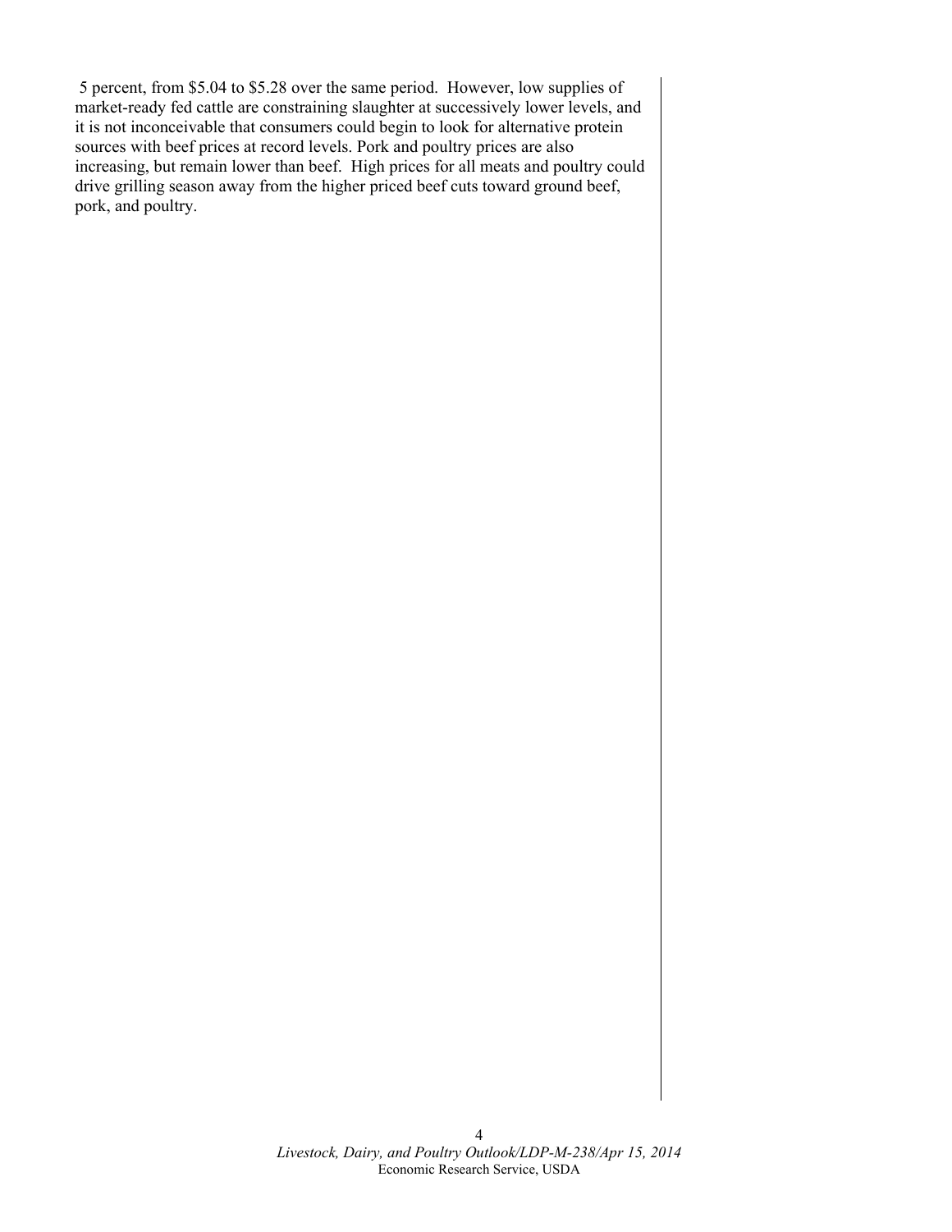5 percent, from $5.04 to $5.28 over the same period. However, low supplies of market-ready fed cattle are constraining slaughter at successively lower levels, and it is not inconceivable that consumers could begin to look for alternative protein sources with beef prices at record levels. Pork and poultry prices are also increasing, but remain lower than beef. High prices for all meats and poultry could drive grilling season away from the higher priced beef cuts toward ground beef, pork, and poultry.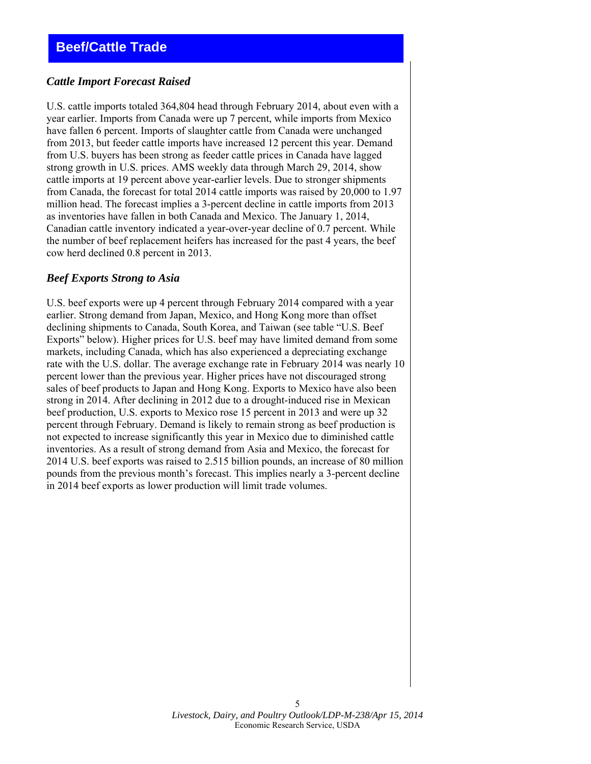## Beef/Cattle Trade

### *Cattle Import Forecast Raised*

U.S. cattle imports totaled 364,804 head through February 2014, about even with a year earlier. Imports from Canada were up 7 percent, while imports from Mexico have fallen 6 percent. Imports of slaughter cattle from Canada were unchanged from 2013, but feeder cattle imports have increased 12 percent this year. Demand from U.S. buyers has been strong as feeder cattle prices in Canada have lagged strong growth in U.S. prices. AMS weekly data through March 29, 2014, show cattle imports at 19 percent above year-earlier levels. Due to stronger shipments from Canada, the forecast for total 2014 cattle imports was raised by 20,000 to 1.97 million head. The forecast implies a 3-percent decline in cattle imports from 2013 as inventories have fallen in both Canada and Mexico. The January 1, 2014, Canadian cattle inventory indicated a year-over-year decline of 0.7 percent. While the number of beef replacement heifers has increased for the past 4 years, the beef cow herd declined 0.8 percent in 2013.

### *Beef Exports Strong to Asia*

U.S. beef exports were up 4 percent through February 2014 compared with a year earlier. Strong demand from Japan, Mexico, and Hong Kong more than offset declining shipments to Canada, South Korea, and Taiwan (see table "U.S. Beef Exports" below). Higher prices for U.S. beef may have limited demand from some markets, including Canada, which has also experienced a depreciating exchange rate with the U.S. dollar. The average exchange rate in February 2014 was nearly 10 percent lower than the previous year. Higher prices have not discouraged strong sales of beef products to Japan and Hong Kong. Exports to Mexico have also been strong in 2014. After declining in 2012 due to a drought-induced rise in Mexican beef production, U.S. exports to Mexico rose 15 percent in 2013 and were up 32 percent through February. Demand is likely to remain strong as beef production is not expected to increase significantly this year in Mexico due to diminished cattle inventories. As a result of strong demand from Asia and Mexico, the forecast for 2014 U.S. beef exports was raised to 2.515 billion pounds, an increase of 80 million pounds from the previous month's forecast. This implies nearly a 3-percent decline in 2014 beef exports as lower production will limit trade volumes.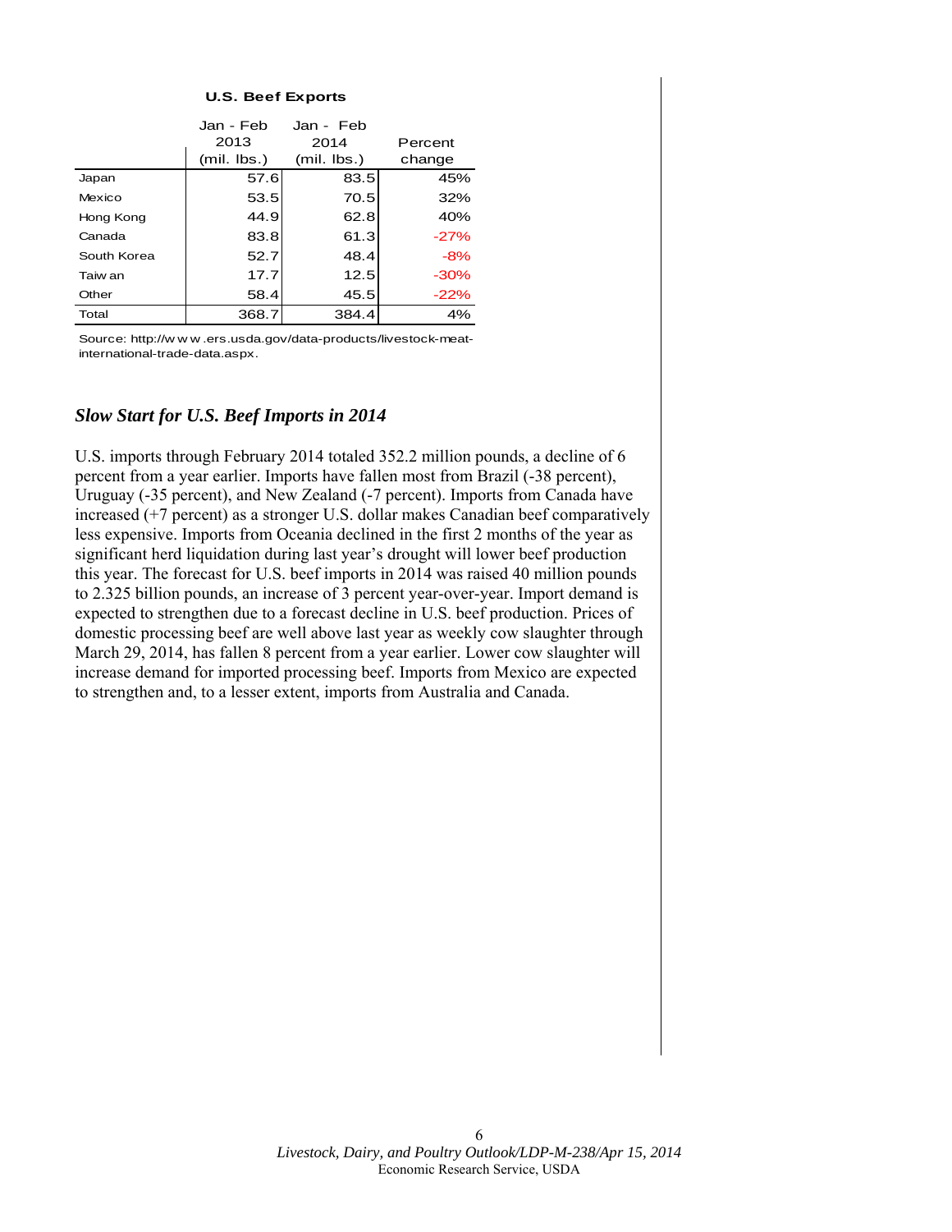**U.S. Beef Exports**

| | Jan - Feb 2013 (mil. lbs.) | Jan - Feb 2014 (mil. lbs.) | Percent change |
|---|---|---|---|
| Japan | 57.6 | 83.5 | 45% |
| Mexico | 53.5 | 70.5 | 32% |
| Hong Kong | 44.9 | 62.8 | 40% |
| Canada | 83.8 | 61.3 | -27% |
| South Korea | 52.7 | 48.4 | -8% |
| Taiwan | 17.7 | 12.5 | -30% |
| Other | 58.4 | 45.5 | -22% |
| Total | 368.7 | 384.4 | 4% |

Source: http://www.ers.usda.gov/data-products/livestock-meat-international-trade-data.aspx.

### *Slow Start for U.S. Beef Imports in 2014*

U.S. imports through February 2014 totaled 352.2 million pounds, a decline of 6 percent from a year earlier. Imports have fallen most from Brazil (-38 percent), Uruguay (-35 percent), and New Zealand (-7 percent). Imports from Canada have increased (+7 percent) as a stronger U.S. dollar makes Canadian beef comparatively less expensive. Imports from Oceania declined in the first 2 months of the year as significant herd liquidation during last year's drought will lower beef production this year. The forecast for U.S. beef imports in 2014 was raised 40 million pounds to 2.325 billion pounds, an increase of 3 percent year-over-year. Import demand is expected to strengthen due to a forecast decline in U.S. beef production. Prices of domestic processing beef are well above last year as weekly cow slaughter through March 29, 2014, has fallen 8 percent from a year earlier. Lower cow slaughter will increase demand for imported processing beef. Imports from Mexico are expected to strengthen and, to a lesser extent, imports from Australia and Canada.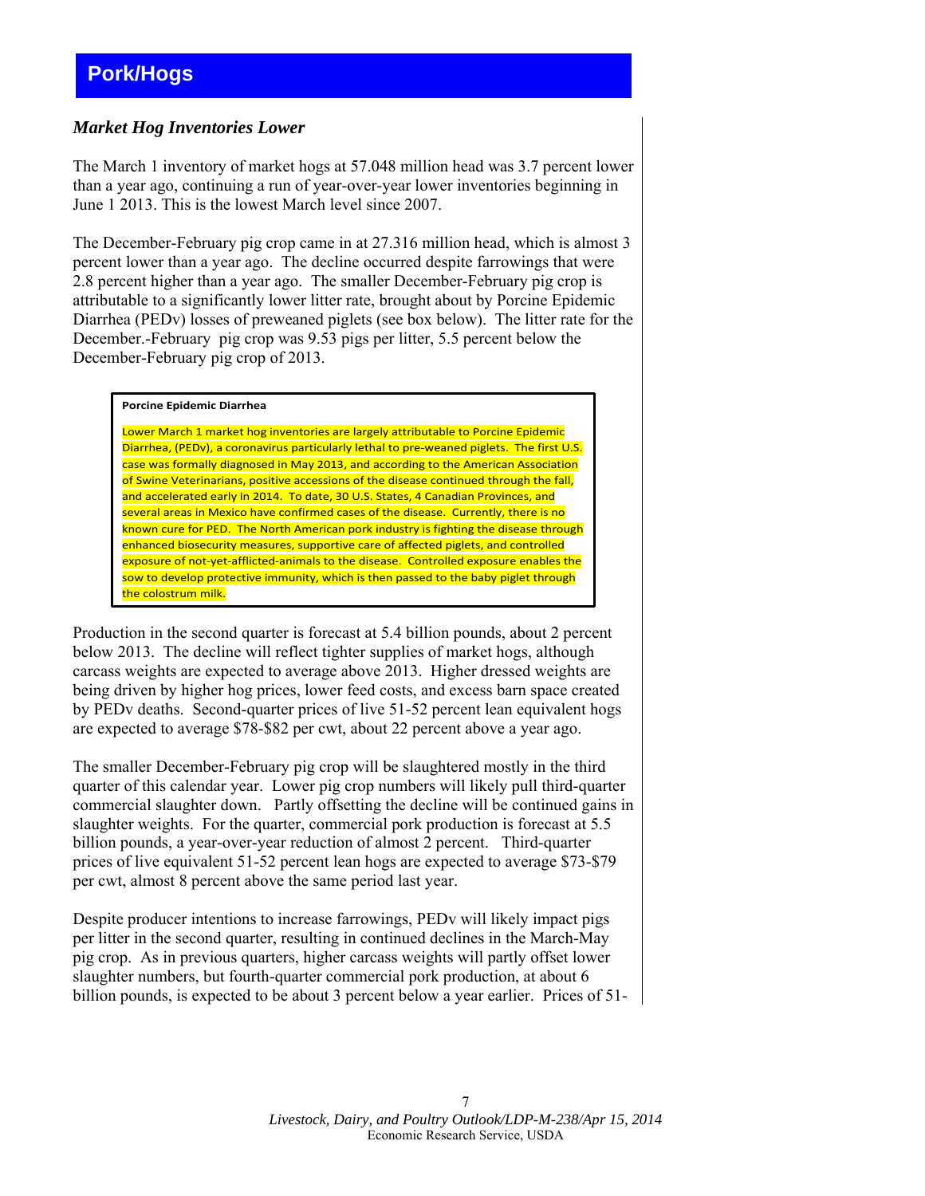# Pork/Hogs

### *Market Hog Inventories Lower*

The March 1 inventory of market hogs at 57.048 million head was 3.7 percent lower than a year ago, continuing a run of year-over-year lower inventories beginning in June 1 2013. This is the lowest March level since 2007.

The December-February pig crop came in at 27.316 million head, which is almost 3 percent lower than a year ago. The decline occurred despite farrowings that were 2.8 percent higher than a year ago. The smaller December-February pig crop is attributable to a significantly lower litter rate, brought about by Porcine Epidemic Diarrhea (PEDv) losses of preweaned piglets (see box below). The litter rate for the December.-February pig crop was 9.53 pigs per litter, 5.5 percent below the December-February pig crop of 2013.

> **Porcine Epidemic Diarrhea**
>
> Lower March 1 market hog inventories are largely attributable to Porcine Epidemic Diarrhea, (PEDv), a coronavirus particularly lethal to pre-weaned piglets. The first U.S. case was formally diagnosed in May 2013, and according to the American Association of Swine Veterinarians, positive accessions of the disease continued through the fall, and accelerated early in 2014. To date, 30 U.S. States, 4 Canadian Provinces, and several areas in Mexico have confirmed cases of the disease. Currently, there is no known cure for PED. The North American pork industry is fighting the disease through enhanced biosecurity measures, supportive care of affected piglets, and controlled exposure of not-yet-afflicted-animals to the disease. Controlled exposure enables the sow to develop protective immunity, which is then passed to the baby piglet through the colostrum milk.

Production in the second quarter is forecast at 5.4 billion pounds, about 2 percent below 2013. The decline will reflect tighter supplies of market hogs, although carcass weights are expected to average above 2013. Higher dressed weights are being driven by higher hog prices, lower feed costs, and excess barn space created by PEDv deaths. Second-quarter prices of live 51-52 percent lean equivalent hogs are expected to average $78-$82 per cwt, about 22 percent above a year ago.

The smaller December-February pig crop will be slaughtered mostly in the third quarter of this calendar year. Lower pig crop numbers will likely pull third-quarter commercial slaughter down. Partly offsetting the decline will be continued gains in slaughter weights. For the quarter, commercial pork production is forecast at 5.5 billion pounds, a year-over-year reduction of almost 2 percent. Third-quarter prices of live equivalent 51-52 percent lean hogs are expected to average $73-$79 per cwt, almost 8 percent above the same period last year.

Despite producer intentions to increase farrowings, PEDv will likely impact pigs per litter in the second quarter, resulting in continued declines in the March-May pig crop. As in previous quarters, higher carcass weights will partly offset lower slaughter numbers, but fourth-quarter commercial pork production, at about 6 billion pounds, is expected to be about 3 percent below a year earlier. Prices of 51-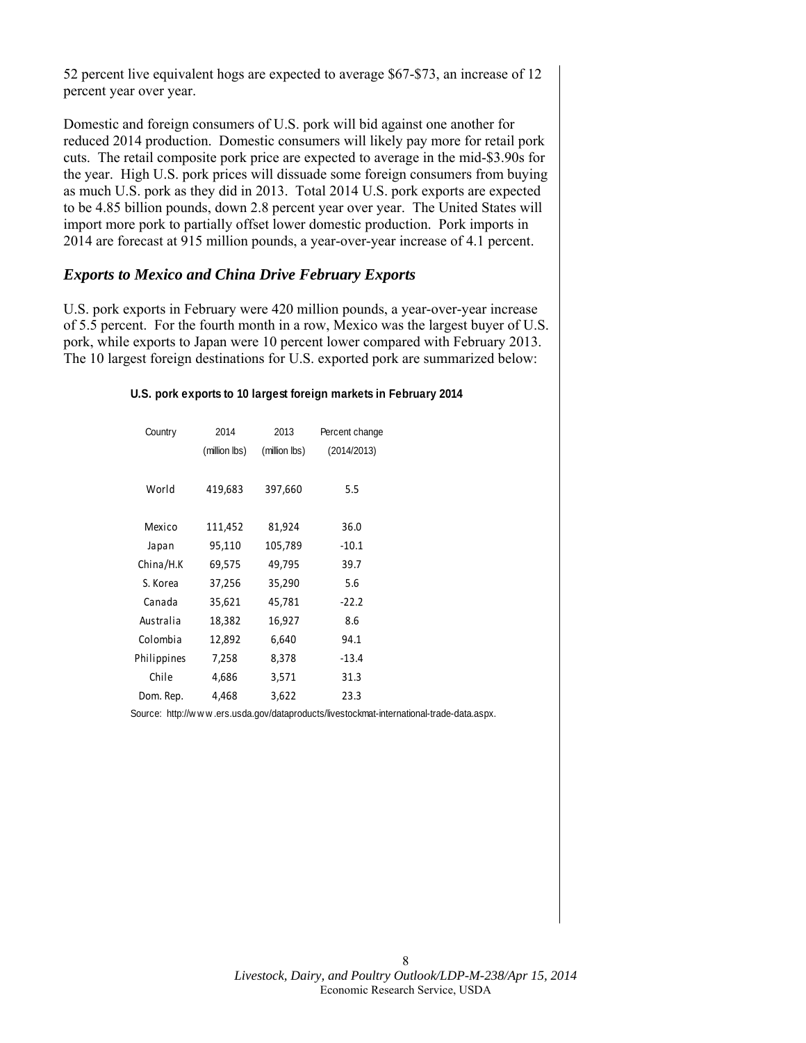52 percent live equivalent hogs are expected to average $67-$73, an increase of 12 percent year over year.

Domestic and foreign consumers of U.S. pork will bid against one another for reduced 2014 production. Domestic consumers will likely pay more for retail pork cuts. The retail composite pork price are expected to average in the mid-$3.90s for the year. High U.S. pork prices will dissuade some foreign consumers from buying as much U.S. pork as they did in 2013. Total 2014 U.S. pork exports are expected to be 4.85 billion pounds, down 2.8 percent year over year. The United States will import more pork to partially offset lower domestic production. Pork imports in 2014 are forecast at 915 million pounds, a year-over-year increase of 4.1 percent.

## *Exports to Mexico and China Drive February Exports*

U.S. pork exports in February were 420 million pounds, a year-over-year increase of 5.5 percent. For the fourth month in a row, Mexico was the largest buyer of U.S. pork, while exports to Japan were 10 percent lower compared with February 2013. The 10 largest foreign destinations for U.S. exported pork are summarized below:

**U.S. pork exports to 10 largest foreign markets in February 2014**

| Country | 2014 (million lbs) | 2013 (million lbs) | Percent change (2014/2013) |
|---|---|---|---|
| World | 419,683 | 397,660 | 5.5 |
| Mexico | 111,452 | 81,924 | 36.0 |
| Japan | 95,110 | 105,789 | -10.1 |
| China/H.K | 69,575 | 49,795 | 39.7 |
| S. Korea | 37,256 | 35,290 | 5.6 |
| Canada | 35,621 | 45,781 | -22.2 |
| Australia | 18,382 | 16,927 | 8.6 |
| Colombia | 12,892 | 6,640 | 94.1 |
| Philippines | 7,258 | 8,378 | -13.4 |
| Chile | 4,686 | 3,571 | 31.3 |
| Dom. Rep. | 4,468 | 3,622 | 23.3 |

Source: http://www.ers.usda.gov/dataproducts/livestockmat-international-trade-data.aspx.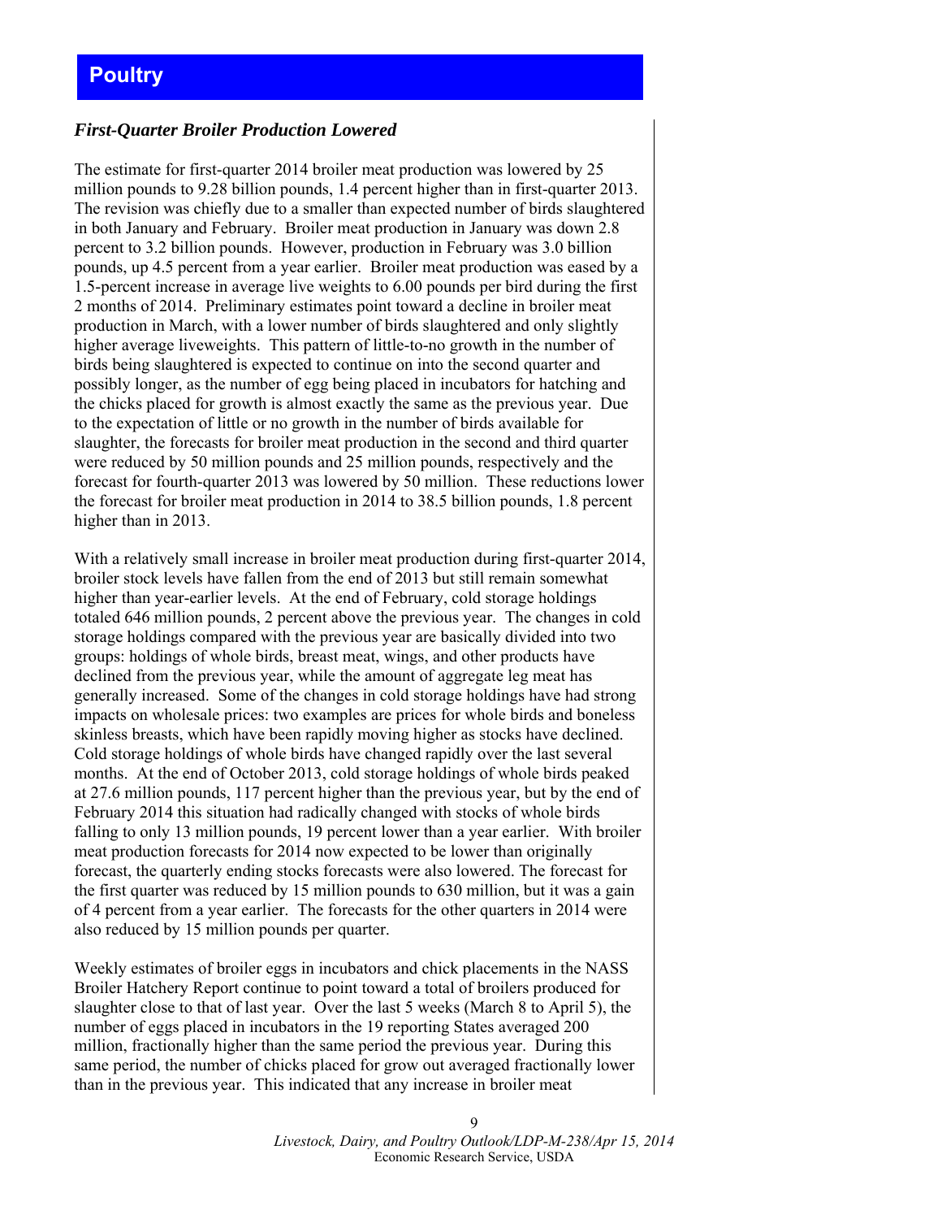# Poultry

### *First-Quarter Broiler Production Lowered*

The estimate for first-quarter 2014 broiler meat production was lowered by 25 million pounds to 9.28 billion pounds, 1.4 percent higher than in first-quarter 2013. The revision was chiefly due to a smaller than expected number of birds slaughtered in both January and February. Broiler meat production in January was down 2.8 percent to 3.2 billion pounds. However, production in February was 3.0 billion pounds, up 4.5 percent from a year earlier. Broiler meat production was eased by a 1.5-percent increase in average live weights to 6.00 pounds per bird during the first 2 months of 2014. Preliminary estimates point toward a decline in broiler meat production in March, with a lower number of birds slaughtered and only slightly higher average liveweights. This pattern of little-to-no growth in the number of birds being slaughtered is expected to continue on into the second quarter and possibly longer, as the number of egg being placed in incubators for hatching and the chicks placed for growth is almost exactly the same as the previous year. Due to the expectation of little or no growth in the number of birds available for slaughter, the forecasts for broiler meat production in the second and third quarter were reduced by 50 million pounds and 25 million pounds, respectively and the forecast for fourth-quarter 2013 was lowered by 50 million. These reductions lower the forecast for broiler meat production in 2014 to 38.5 billion pounds, 1.8 percent higher than in 2013.

With a relatively small increase in broiler meat production during first-quarter 2014, broiler stock levels have fallen from the end of 2013 but still remain somewhat higher than year-earlier levels. At the end of February, cold storage holdings totaled 646 million pounds, 2 percent above the previous year. The changes in cold storage holdings compared with the previous year are basically divided into two groups: holdings of whole birds, breast meat, wings, and other products have declined from the previous year, while the amount of aggregate leg meat has generally increased. Some of the changes in cold storage holdings have had strong impacts on wholesale prices: two examples are prices for whole birds and boneless skinless breasts, which have been rapidly moving higher as stocks have declined. Cold storage holdings of whole birds have changed rapidly over the last several months. At the end of October 2013, cold storage holdings of whole birds peaked at 27.6 million pounds, 117 percent higher than the previous year, but by the end of February 2014 this situation had radically changed with stocks of whole birds falling to only 13 million pounds, 19 percent lower than a year earlier. With broiler meat production forecasts for 2014 now expected to be lower than originally forecast, the quarterly ending stocks forecasts were also lowered. The forecast for the first quarter was reduced by 15 million pounds to 630 million, but it was a gain of 4 percent from a year earlier. The forecasts for the other quarters in 2014 were also reduced by 15 million pounds per quarter.

Weekly estimates of broiler eggs in incubators and chick placements in the NASS Broiler Hatchery Report continue to point toward a total of broilers produced for slaughter close to that of last year. Over the last 5 weeks (March 8 to April 5), the number of eggs placed in incubators in the 19 reporting States averaged 200 million, fractionally higher than the same period the previous year. During this same period, the number of chicks placed for grow out averaged fractionally lower than in the previous year. This indicated that any increase in broiler meat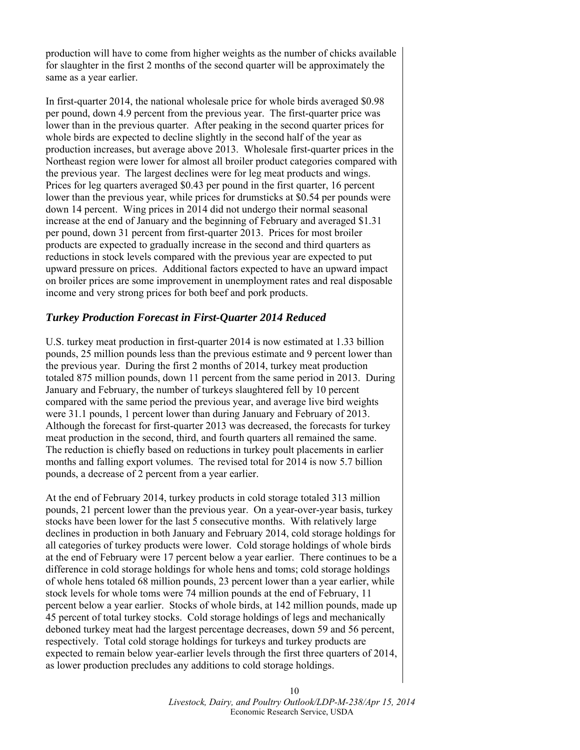production will have to come from higher weights as the number of chicks available for slaughter in the first 2 months of the second quarter will be approximately the same as a year earlier.

In first-quarter 2014, the national wholesale price for whole birds averaged $0.98 per pound, down 4.9 percent from the previous year. The first-quarter price was lower than in the previous quarter. After peaking in the second quarter prices for whole birds are expected to decline slightly in the second half of the year as production increases, but average above 2013. Wholesale first-quarter prices in the Northeast region were lower for almost all broiler product categories compared with the previous year. The largest declines were for leg meat products and wings. Prices for leg quarters averaged $0.43 per pound in the first quarter, 16 percent lower than the previous year, while prices for drumsticks at $0.54 per pounds were down 14 percent. Wing prices in 2014 did not undergo their normal seasonal increase at the end of January and the beginning of February and averaged $1.31 per pound, down 31 percent from first-quarter 2013. Prices for most broiler products are expected to gradually increase in the second and third quarters as reductions in stock levels compared with the previous year are expected to put upward pressure on prices. Additional factors expected to have an upward impact on broiler prices are some improvement in unemployment rates and real disposable income and very strong prices for both beef and pork products.

## *Turkey Production Forecast in First-Quarter 2014 Reduced*

U.S. turkey meat production in first-quarter 2014 is now estimated at 1.33 billion pounds, 25 million pounds less than the previous estimate and 9 percent lower than the previous year. During the first 2 months of 2014, turkey meat production totaled 875 million pounds, down 11 percent from the same period in 2013. During January and February, the number of turkeys slaughtered fell by 10 percent compared with the same period the previous year, and average live bird weights were 31.1 pounds, 1 percent lower than during January and February of 2013. Although the forecast for first-quarter 2013 was decreased, the forecasts for turkey meat production in the second, third, and fourth quarters all remained the same. The reduction is chiefly based on reductions in turkey poult placements in earlier months and falling export volumes. The revised total for 2014 is now 5.7 billion pounds, a decrease of 2 percent from a year earlier.

At the end of February 2014, turkey products in cold storage totaled 313 million pounds, 21 percent lower than the previous year. On a year-over-year basis, turkey stocks have been lower for the last 5 consecutive months. With relatively large declines in production in both January and February 2014, cold storage holdings for all categories of turkey products were lower. Cold storage holdings of whole birds at the end of February were 17 percent below a year earlier. There continues to be a difference in cold storage holdings for whole hens and toms; cold storage holdings of whole hens totaled 68 million pounds, 23 percent lower than a year earlier, while stock levels for whole toms were 74 million pounds at the end of February, 11 percent below a year earlier. Stocks of whole birds, at 142 million pounds, made up 45 percent of total turkey stocks. Cold storage holdings of legs and mechanically deboned turkey meat had the largest percentage decreases, down 59 and 56 percent, respectively. Total cold storage holdings for turkeys and turkey products are expected to remain below year-earlier levels through the first three quarters of 2014, as lower production precludes any additions to cold storage holdings.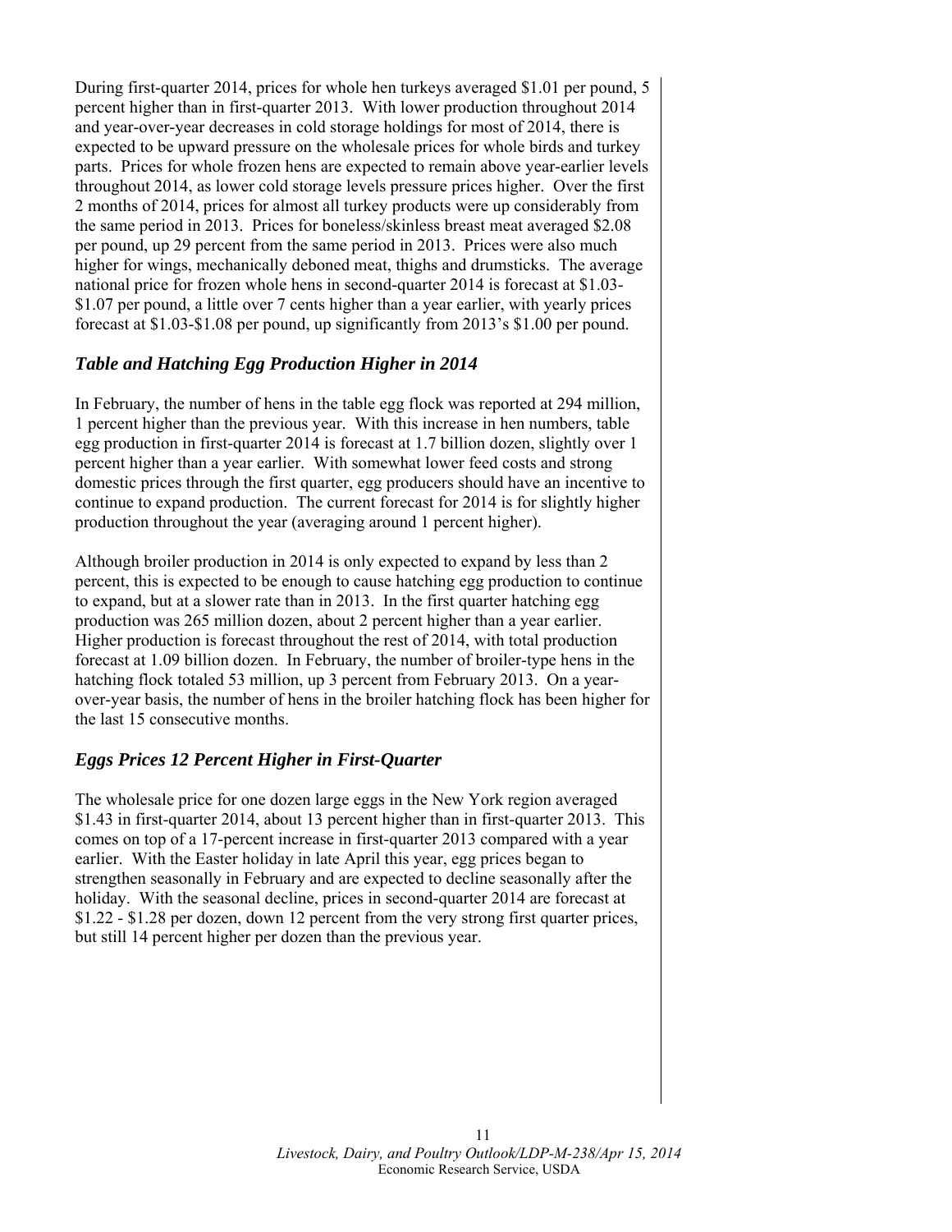During first-quarter 2014, prices for whole hen turkeys averaged $1.01 per pound, 5 percent higher than in first-quarter 2013. With lower production throughout 2014 and year-over-year decreases in cold storage holdings for most of 2014, there is expected to be upward pressure on the wholesale prices for whole birds and turkey parts. Prices for whole frozen hens are expected to remain above year-earlier levels throughout 2014, as lower cold storage levels pressure prices higher. Over the first 2 months of 2014, prices for almost all turkey products were up considerably from the same period in 2013. Prices for boneless/skinless breast meat averaged $2.08 per pound, up 29 percent from the same period in 2013. Prices were also much higher for wings, mechanically deboned meat, thighs and drumsticks. The average national price for frozen whole hens in second-quarter 2014 is forecast at $1.03-$1.07 per pound, a little over 7 cents higher than a year earlier, with yearly prices forecast at $1.03-$1.08 per pound, up significantly from 2013's $1.00 per pound.

### *Table and Hatching Egg Production Higher in 2014*

In February, the number of hens in the table egg flock was reported at 294 million, 1 percent higher than the previous year. With this increase in hen numbers, table egg production in first-quarter 2014 is forecast at 1.7 billion dozen, slightly over 1 percent higher than a year earlier. With somewhat lower feed costs and strong domestic prices through the first quarter, egg producers should have an incentive to continue to expand production. The current forecast for 2014 is for slightly higher production throughout the year (averaging around 1 percent higher).

Although broiler production in 2014 is only expected to expand by less than 2 percent, this is expected to be enough to cause hatching egg production to continue to expand, but at a slower rate than in 2013. In the first quarter hatching egg production was 265 million dozen, about 2 percent higher than a year earlier. Higher production is forecast throughout the rest of 2014, with total production forecast at 1.09 billion dozen. In February, the number of broiler-type hens in the hatching flock totaled 53 million, up 3 percent from February 2013. On a year-over-year basis, the number of hens in the broiler hatching flock has been higher for the last 15 consecutive months.

### *Eggs Prices 12 Percent Higher in First-Quarter*

The wholesale price for one dozen large eggs in the New York region averaged $1.43 in first-quarter 2014, about 13 percent higher than in first-quarter 2013. This comes on top of a 17-percent increase in first-quarter 2013 compared with a year earlier. With the Easter holiday in late April this year, egg prices began to strengthen seasonally in February and are expected to decline seasonally after the holiday. With the seasonal decline, prices in second-quarter 2014 are forecast at $1.22 - $1.28 per dozen, down 12 percent from the very strong first quarter prices, but still 14 percent higher per dozen than the previous year.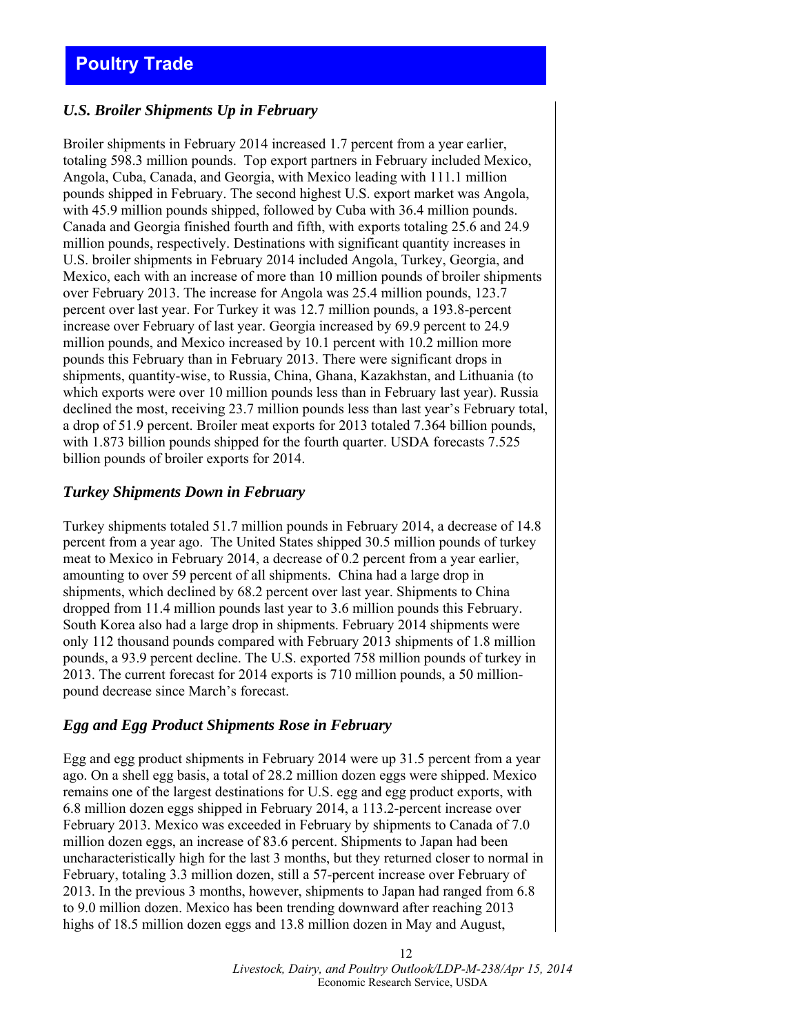# Poultry Trade

### *U.S. Broiler Shipments Up in February*

Broiler shipments in February 2014 increased 1.7 percent from a year earlier, totaling 598.3 million pounds. Top export partners in February included Mexico, Angola, Cuba, Canada, and Georgia, with Mexico leading with 111.1 million pounds shipped in February. The second highest U.S. export market was Angola, with 45.9 million pounds shipped, followed by Cuba with 36.4 million pounds. Canada and Georgia finished fourth and fifth, with exports totaling 25.6 and 24.9 million pounds, respectively. Destinations with significant quantity increases in U.S. broiler shipments in February 2014 included Angola, Turkey, Georgia, and Mexico, each with an increase of more than 10 million pounds of broiler shipments over February 2013. The increase for Angola was 25.4 million pounds, 123.7 percent over last year. For Turkey it was 12.7 million pounds, a 193.8-percent increase over February of last year. Georgia increased by 69.9 percent to 24.9 million pounds, and Mexico increased by 10.1 percent with 10.2 million more pounds this February than in February 2013. There were significant drops in shipments, quantity-wise, to Russia, China, Ghana, Kazakhstan, and Lithuania (to which exports were over 10 million pounds less than in February last year). Russia declined the most, receiving 23.7 million pounds less than last year's February total, a drop of 51.9 percent. Broiler meat exports for 2013 totaled 7.364 billion pounds, with 1.873 billion pounds shipped for the fourth quarter. USDA forecasts 7.525 billion pounds of broiler exports for 2014.

### *Turkey Shipments Down in February*

Turkey shipments totaled 51.7 million pounds in February 2014, a decrease of 14.8 percent from a year ago. The United States shipped 30.5 million pounds of turkey meat to Mexico in February 2014, a decrease of 0.2 percent from a year earlier, amounting to over 59 percent of all shipments. China had a large drop in shipments, which declined by 68.2 percent over last year. Shipments to China dropped from 11.4 million pounds last year to 3.6 million pounds this February. South Korea also had a large drop in shipments. February 2014 shipments were only 112 thousand pounds compared with February 2013 shipments of 1.8 million pounds, a 93.9 percent decline. The U.S. exported 758 million pounds of turkey in 2013. The current forecast for 2014 exports is 710 million pounds, a 50 million-pound decrease since March's forecast.

### *Egg and Egg Product Shipments Rose in February*

Egg and egg product shipments in February 2014 were up 31.5 percent from a year ago. On a shell egg basis, a total of 28.2 million dozen eggs were shipped. Mexico remains one of the largest destinations for U.S. egg and egg product exports, with 6.8 million dozen eggs shipped in February 2014, a 113.2-percent increase over February 2013. Mexico was exceeded in February by shipments to Canada of 7.0 million dozen eggs, an increase of 83.6 percent. Shipments to Japan had been uncharacteristically high for the last 3 months, but they returned closer to normal in February, totaling 3.3 million dozen, still a 57-percent increase over February of 2013. In the previous 3 months, however, shipments to Japan had ranged from 6.8 to 9.0 million dozen. Mexico has been trending downward after reaching 2013 highs of 18.5 million dozen eggs and 13.8 million dozen in May and August,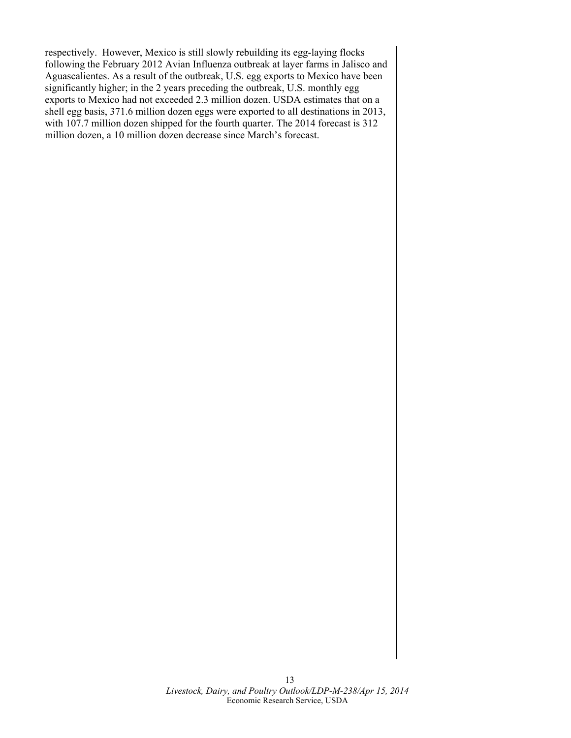respectively. However, Mexico is still slowly rebuilding its egg-laying flocks following the February 2012 Avian Influenza outbreak at layer farms in Jalisco and Aguascalientes. As a result of the outbreak, U.S. egg exports to Mexico have been significantly higher; in the 2 years preceding the outbreak, U.S. monthly egg exports to Mexico had not exceeded 2.3 million dozen. USDA estimates that on a shell egg basis, 371.6 million dozen eggs were exported to all destinations in 2013, with 107.7 million dozen shipped for the fourth quarter. The 2014 forecast is 312 million dozen, a 10 million dozen decrease since March's forecast.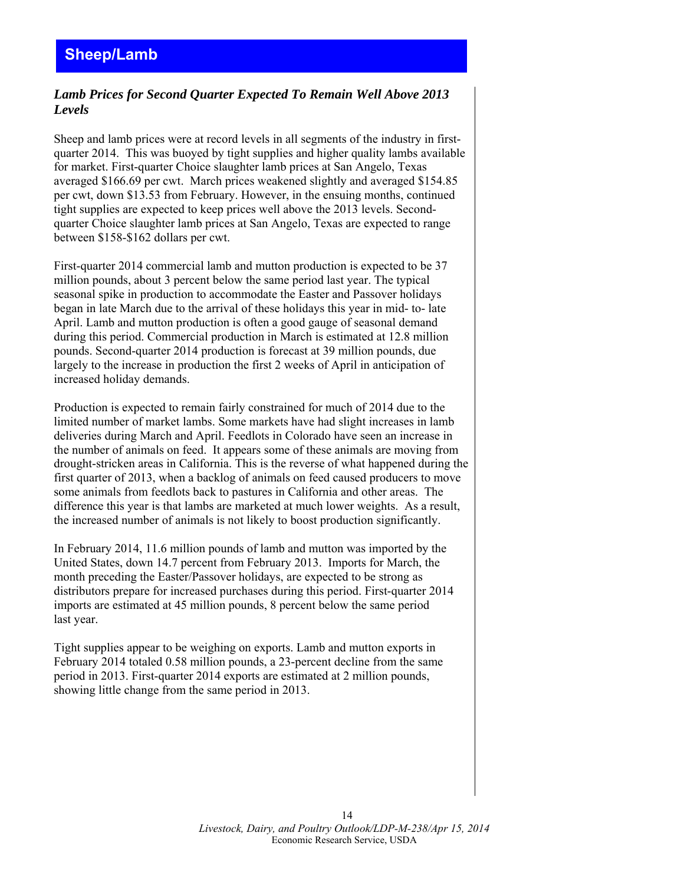# Sheep/Lamb

### *Lamb Prices for Second Quarter Expected To Remain Well Above 2013 Levels*

Sheep and lamb prices were at record levels in all segments of the industry in first-quarter 2014. This was buoyed by tight supplies and higher quality lambs available for market. First-quarter Choice slaughter lamb prices at San Angelo, Texas averaged $166.69 per cwt. March prices weakened slightly and averaged $154.85 per cwt, down $13.53 from February. However, in the ensuing months, continued tight supplies are expected to keep prices well above the 2013 levels. Second-quarter Choice slaughter lamb prices at San Angelo, Texas are expected to range between $158-$162 dollars per cwt.

First-quarter 2014 commercial lamb and mutton production is expected to be 37 million pounds, about 3 percent below the same period last year. The typical seasonal spike in production to accommodate the Easter and Passover holidays began in late March due to the arrival of these holidays this year in mid- to- late April. Lamb and mutton production is often a good gauge of seasonal demand during this period. Commercial production in March is estimated at 12.8 million pounds. Second-quarter 2014 production is forecast at 39 million pounds, due largely to the increase in production the first 2 weeks of April in anticipation of increased holiday demands.

Production is expected to remain fairly constrained for much of 2014 due to the limited number of market lambs. Some markets have had slight increases in lamb deliveries during March and April. Feedlots in Colorado have seen an increase in the number of animals on feed. It appears some of these animals are moving from drought-stricken areas in California. This is the reverse of what happened during the first quarter of 2013, when a backlog of animals on feed caused producers to move some animals from feedlots back to pastures in California and other areas. The difference this year is that lambs are marketed at much lower weights. As a result, the increased number of animals is not likely to boost production significantly.

In February 2014, 11.6 million pounds of lamb and mutton was imported by the United States, down 14.7 percent from February 2013. Imports for March, the month preceding the Easter/Passover holidays, are expected to be strong as distributors prepare for increased purchases during this period. First-quarter 2014 imports are estimated at 45 million pounds, 8 percent below the same period last year.

Tight supplies appear to be weighing on exports. Lamb and mutton exports in February 2014 totaled 0.58 million pounds, a 23-percent decline from the same period in 2013. First-quarter 2014 exports are estimated at 2 million pounds, showing little change from the same period in 2013.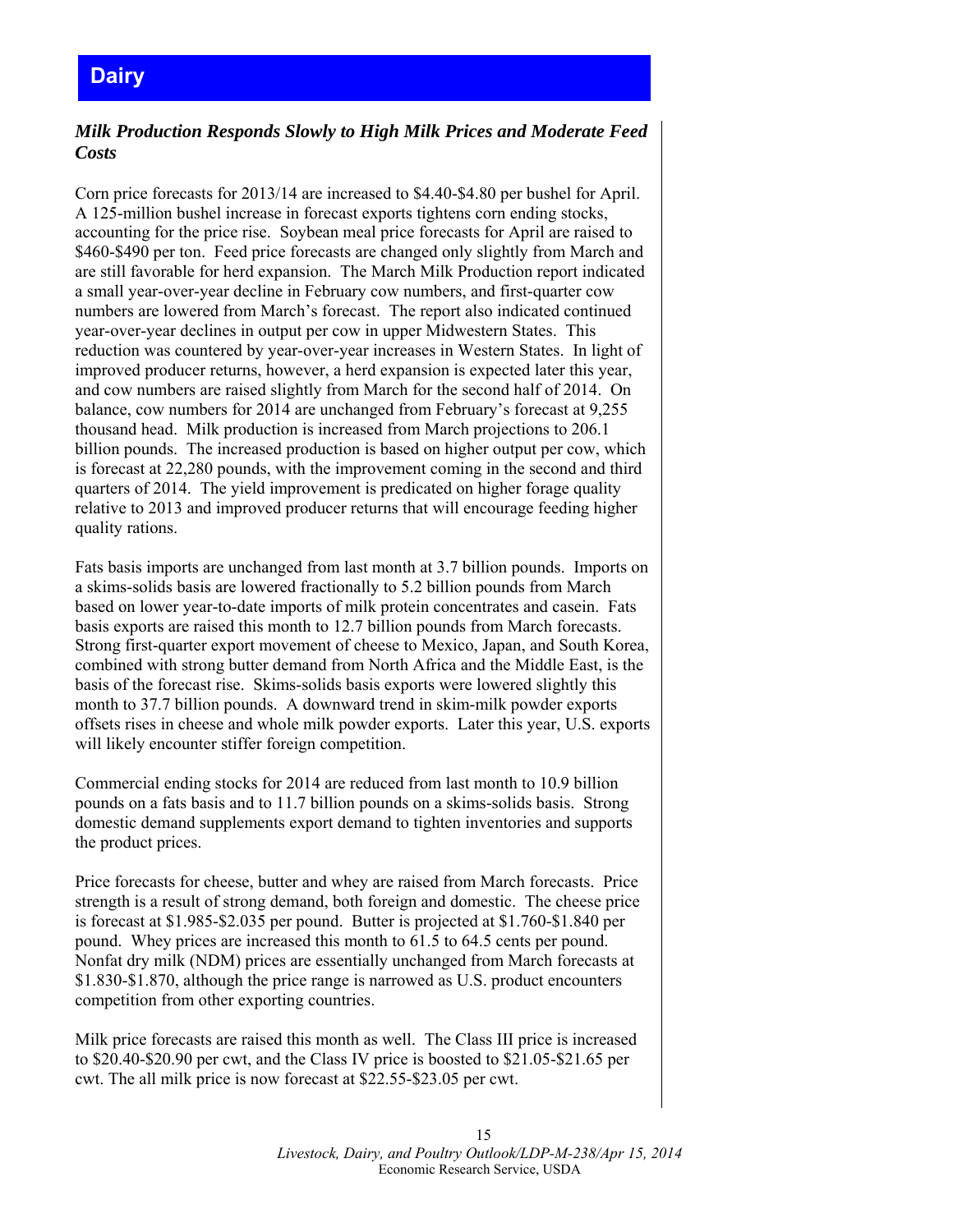# Dairy

### *Milk Production Responds Slowly to High Milk Prices and Moderate Feed Costs*

Corn price forecasts for 2013/14 are increased to $4.40-$4.80 per bushel for April. A 125-million bushel increase in forecast exports tightens corn ending stocks, accounting for the price rise. Soybean meal price forecasts for April are raised to $460-$490 per ton. Feed price forecasts are changed only slightly from March and are still favorable for herd expansion. The March Milk Production report indicated a small year-over-year decline in February cow numbers, and first-quarter cow numbers are lowered from March's forecast. The report also indicated continued year-over-year declines in output per cow in upper Midwestern States. This reduction was countered by year-over-year increases in Western States. In light of improved producer returns, however, a herd expansion is expected later this year, and cow numbers are raised slightly from March for the second half of 2014. On balance, cow numbers for 2014 are unchanged from February's forecast at 9,255 thousand head. Milk production is increased from March projections to 206.1 billion pounds. The increased production is based on higher output per cow, which is forecast at 22,280 pounds, with the improvement coming in the second and third quarters of 2014. The yield improvement is predicated on higher forage quality relative to 2013 and improved producer returns that will encourage feeding higher quality rations.

Fats basis imports are unchanged from last month at 3.7 billion pounds. Imports on a skims-solids basis are lowered fractionally to 5.2 billion pounds from March based on lower year-to-date imports of milk protein concentrates and casein. Fats basis exports are raised this month to 12.7 billion pounds from March forecasts. Strong first-quarter export movement of cheese to Mexico, Japan, and South Korea, combined with strong butter demand from North Africa and the Middle East, is the basis of the forecast rise. Skims-solids basis exports were lowered slightly this month to 37.7 billion pounds. A downward trend in skim-milk powder exports offsets rises in cheese and whole milk powder exports. Later this year, U.S. exports will likely encounter stiffer foreign competition.

Commercial ending stocks for 2014 are reduced from last month to 10.9 billion pounds on a fats basis and to 11.7 billion pounds on a skims-solids basis. Strong domestic demand supplements export demand to tighten inventories and supports the product prices.

Price forecasts for cheese, butter and whey are raised from March forecasts. Price strength is a result of strong demand, both foreign and domestic. The cheese price is forecast at $1.985-$2.035 per pound. Butter is projected at $1.760-$1.840 per pound. Whey prices are increased this month to 61.5 to 64.5 cents per pound. Nonfat dry milk (NDM) prices are essentially unchanged from March forecasts at $1.830-$1.870, although the price range is narrowed as U.S. product encounters competition from other exporting countries.

Milk price forecasts are raised this month as well. The Class III price is increased to $20.40-$20.90 per cwt, and the Class IV price is boosted to $21.05-$21.65 per cwt. The all milk price is now forecast at $22.55-$23.05 per cwt.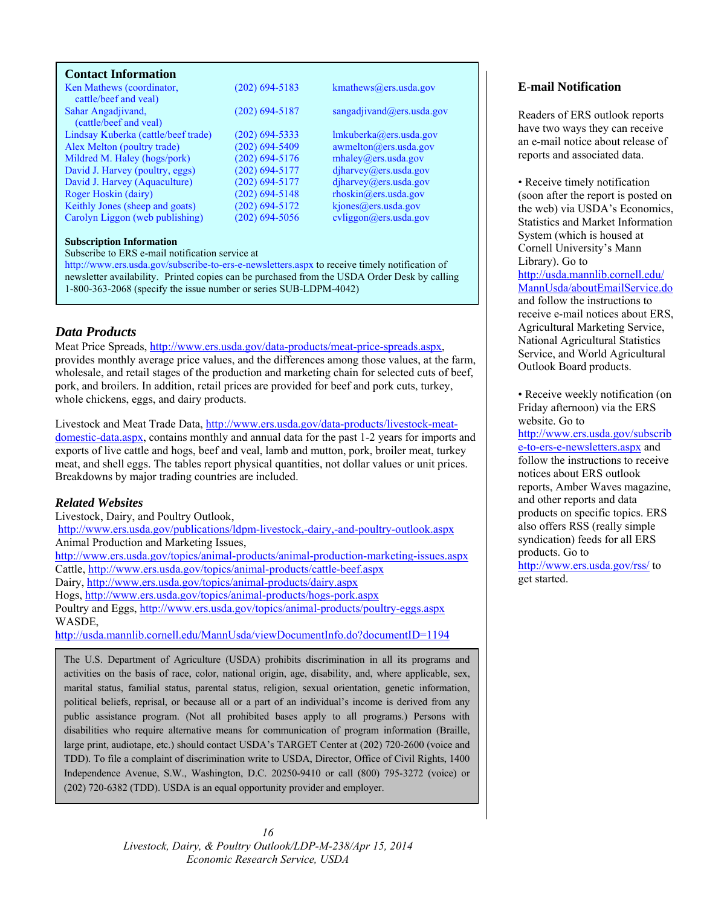## Contact Information

| | | |
|---|---|---|
| Ken Mathews (coordinator, cattle/beef and veal) | (202) 694-5183 | kmathews@ers.usda.gov |
| Sahar Angadjivand, (cattle/beef and veal) | (202) 694-5187 | sangadjivand@ers.usda.gov |
| Lindsay Kuberka (cattle/beef trade) | (202) 694-5333 | lmkuberka@ers.usda.gov |
| Alex Melton (poultry trade) | (202) 694-5409 | awmelton@ers.usda.gov |
| Mildred M. Haley (hogs/pork) | (202) 694-5176 | mhaley@ers.usda.gov |
| David J. Harvey (poultry, eggs) | (202) 694-5177 | djharvey@ers.usda.gov |
| David J. Harvey (Aquaculture) | (202) 694-5177 | djharvey@ers.usda.gov |
| Roger Hoskin (dairy) | (202) 694-5148 | rhoskin@ers.usda.gov |
| Keithly Jones (sheep and goats) | (202) 694-5172 | kjones@ers.usda.gov |
| Carolyn Liggon (web publishing) | (202) 694-5056 | cvliggon@ers.usda.gov |

**Subscription Information**

Subscribe to ERS e-mail notification service at http://www.ers.usda.gov/subscribe-to-ers-e-newsletters.aspx to receive timely notification of newsletter availability. Printed copies can be purchased from the USDA Order Desk by calling 1-800-363-2068 (specify the issue number or series SUB-LDPM-4042)

### *Data Products*

Meat Price Spreads, http://www.ers.usda.gov/data-products/meat-price-spreads.aspx, provides monthly average price values, and the differences among those values, at the farm, wholesale, and retail stages of the production and marketing chain for selected cuts of beef, pork, and broilers. In addition, retail prices are provided for beef and pork cuts, turkey, whole chickens, eggs, and dairy products.

Livestock and Meat Trade Data, http://www.ers.usda.gov/data-products/livestock-meat-domestic-data.aspx, contains monthly and annual data for the past 1-2 years for imports and exports of live cattle and hogs, beef and veal, lamb and mutton, pork, broiler meat, turkey meat, and shell eggs. The tables report physical quantities, not dollar values or unit prices. Breakdowns by major trading countries are included.

### *Related Websites*

Livestock, Dairy, and Poultry Outlook,
http://www.ers.usda.gov/publications/ldpm-livestock,-dairy,-and-poultry-outlook.aspx
Animal Production and Marketing Issues,
http://www.ers.usda.gov/topics/animal-products/animal-production-marketing-issues.aspx
Cattle, http://www.ers.usda.gov/topics/animal-products/cattle-beef.aspx
Dairy, http://www.ers.usda.gov/topics/animal-products/dairy.aspx
Hogs, http://www.ers.usda.gov/topics/animal-products/hogs-pork.aspx
Poultry and Eggs, http://www.ers.usda.gov/topics/animal-products/poultry-eggs.aspx
WASDE,
http://usda.mannlib.cornell.edu/MannUsda/viewDocumentInfo.do?documentID=1194

The U.S. Department of Agriculture (USDA) prohibits discrimination in all its programs and activities on the basis of race, color, national origin, age, disability, and, where applicable, sex, marital status, familial status, parental status, religion, sexual orientation, genetic information, political beliefs, reprisal, or because all or a part of an individual's income is derived from any public assistance program. (Not all prohibited bases apply to all programs.) Persons with disabilities who require alternative means for communication of program information (Braille, large print, audiotape, etc.) should contact USDA's TARGET Center at (202) 720-2600 (voice and TDD). To file a complaint of discrimination write to USDA, Director, Office of Civil Rights, 1400 Independence Avenue, S.W., Washington, D.C. 20250-9410 or call (800) 795-3272 (voice) or (202) 720-6382 (TDD). USDA is an equal opportunity provider and employer.

## E-mail Notification

Readers of ERS outlook reports have two ways they can receive an e-mail notice about release of reports and associated data.

- Receive timely notification (soon after the report is posted on the web) via USDA's Economics, Statistics and Market Information System (which is housed at Cornell University's Mann Library). Go to http://usda.mannlib.cornell.edu/MannUsda/aboutEmailService.do and follow the instructions to receive e-mail notices about ERS, Agricultural Marketing Service, National Agricultural Statistics Service, and World Agricultural Outlook Board products.

- Receive weekly notification (on Friday afternoon) via the ERS website. Go to http://www.ers.usda.gov/subscribe-to-ers-e-newsletters.aspx and follow the instructions to receive notices about ERS outlook reports, Amber Waves magazine, and other reports and data products on specific topics. ERS also offers RSS (really simple syndication) feeds for all ERS products. Go to http://www.ers.usda.gov/rss/ to get started.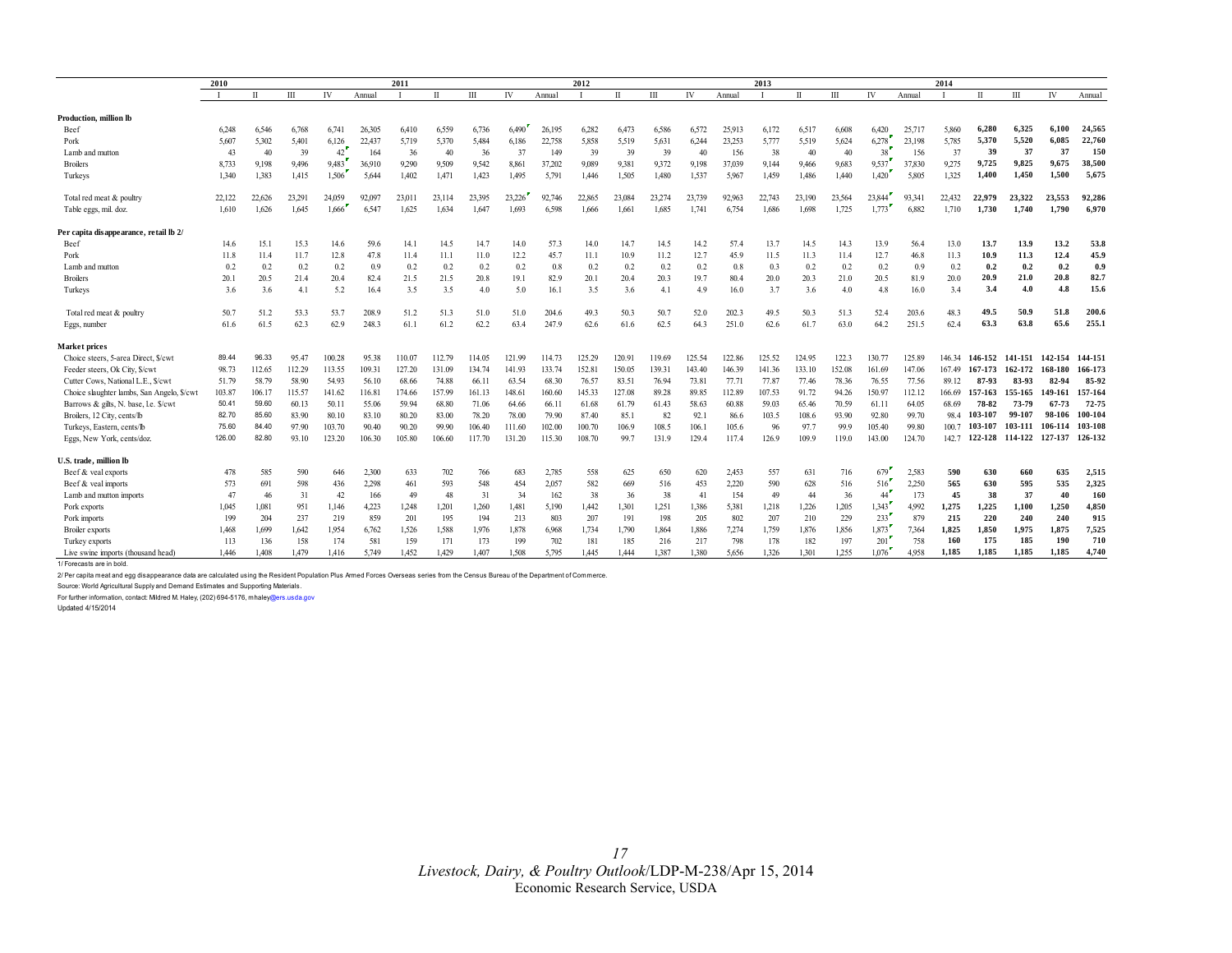| | 2010 | | | | | 2011 | | | | | 2012 | | | | | 2013 | | | | | 2014 | | | | |
|---|---|---|---|---|---|---|---|---|---|---|---|---|---|---|---|---|---|---|---|---|---|---|---|---|---|
| | I | II | III | IV | Annual | I | II | III | IV | Annual | I | II | III | IV | Annual | I | II | III | IV | Annual | I | II | III | IV | Annual |
| **Production, million lb** | | | | | | | | | | | | | | | | | | | | | | | | | |
| Beef | 6,248 | 6,546 | 6,768 | 6,741 | 26,305 | 6,410 | 6,559 | 6,736 | 6,490 | 26,195 | 6,282 | 6,473 | 6,586 | 6,572 | 25,913 | 6,172 | 6,517 | 6,608 | 6,420 | 25,717 | 5,860 | **6,280** | **6,325** | **6,100** | **24,565** |
| Pork | 5,607 | 5,302 | 5,401 | 6,126 | 22,437 | 5,719 | 5,370 | 5,484 | 6,186 | 22,758 | 5,858 | 5,519 | 5,631 | 6,244 | 23,253 | 5,777 | 5,519 | 5,624 | 6,278 | 23,198 | 5,785 | **5,370** | **5,520** | **6,085** | **22,760** |
| Lamb and mutton | 43 | 40 | 39 | 42 | 164 | 36 | 40 | 36 | 37 | 149 | 39 | 39 | 39 | 40 | 156 | 38 | 40 | 40 | 38 | 156 | 37 | **39** | **37** | **37** | **150** |
| Broilers | 8,733 | 9,198 | 9,496 | 9,483 | 36,910 | 9,290 | 9,509 | 9,542 | 8,861 | 37,202 | 9,089 | 9,381 | 9,372 | 9,198 | 37,039 | 9,144 | 9,466 | 9,683 | 9,537 | 37,830 | 9,275 | **9,725** | **9,825** | **9,675** | **38,500** |
| Turkeys | 1,340 | 1,383 | 1,415 | 1,506 | 5,644 | 1,402 | 1,471 | 1,423 | 1,495 | 5,791 | 1,446 | 1,505 | 1,480 | 1,537 | 5,967 | 1,459 | 1,486 | 1,440 | 1,420 | 5,805 | 1,325 | **1,400** | **1,450** | **1,500** | **5,675** |
| Total red meat & poultry | 22,122 | 22,626 | 23,291 | 24,059 | 92,097 | 23,011 | 23,114 | 23,395 | 23,226 | 92,746 | 22,865 | 23,084 | 23,274 | 23,739 | 92,963 | 22,743 | 23,190 | 23,564 | 23,844 | 93,341 | 22,432 | **22,979** | **23,322** | **23,553** | **92,286** |
| Table eggs, mil. doz. | 1,610 | 1,626 | 1,645 | 1,666 | 6,547 | 1,625 | 1,634 | 1,647 | 1,693 | 6,598 | 1,666 | 1,661 | 1,685 | 1,741 | 6,754 | 1,686 | 1,698 | 1,725 | 1,773 | 6,882 | 1,710 | **1,730** | **1,740** | **1,790** | **6,970** |
| **Per capita disappearance, retail lb 2/** | | | | | | | | | | | | | | | | | | | | | | | | | |
| Beef | 14.6 | 15.1 | 15.3 | 14.6 | 59.6 | 14.1 | 14.5 | 14.7 | 14.0 | 57.3 | 14.0 | 14.7 | 14.5 | 14.2 | 57.4 | 13.7 | 14.5 | 14.3 | 13.9 | 56.4 | 13.0 | **13.7** | **13.9** | **13.2** | **53.8** |
| Pork | 11.8 | 11.4 | 11.7 | 12.8 | 47.8 | 11.4 | 11.1 | 11.0 | 12.2 | 45.7 | 11.1 | 10.9 | 11.2 | 12.7 | 45.9 | 11.5 | 11.3 | 11.4 | 12.7 | 46.8 | 11.3 | **10.9** | **11.3** | **12.4** | **45.9** |
| Lamb and mutton | 0.2 | 0.2 | 0.2 | 0.2 | 0.9 | 0.2 | 0.2 | 0.2 | 0.2 | 0.8 | 0.2 | 0.2 | 0.2 | 0.2 | 0.8 | 0.3 | 0.2 | 0.2 | 0.2 | 0.9 | 0.2 | **0.2** | **0.2** | **0.2** | **0.9** |
| Broilers | 20.1 | 20.5 | 21.4 | 20.4 | 82.4 | 21.5 | 21.5 | 20.8 | 19.1 | 82.9 | 20.1 | 20.4 | 20.3 | 19.7 | 80.4 | 20.0 | 20.3 | 21.0 | 20.5 | 81.9 | 20.0 | **20.9** | **21.0** | **20.8** | **82.7** |
| Turkeys | 3.6 | 3.6 | 4.1 | 5.2 | 16.4 | 3.5 | 3.5 | 4.0 | 5.0 | 16.1 | 3.5 | 3.6 | 4.1 | 4.9 | 16.0 | 3.7 | 3.6 | 4.0 | 4.8 | 16.0 | 3.4 | **3.4** | **4.0** | **4.8** | **15.6** |
| Total red meat & poultry | 50.7 | 51.2 | 53.3 | 53.7 | 208.9 | 51.2 | 51.3 | 51.0 | 51.0 | 204.6 | 49.3 | 50.3 | 50.7 | 52.0 | 202.3 | 49.5 | 50.3 | 51.3 | 52.4 | 203.6 | 48.3 | **49.5** | **50.9** | **51.8** | **200.6** |
| Eggs, number | 61.6 | 61.5 | 62.3 | 62.9 | 248.3 | 61.1 | 61.2 | 62.2 | 63.4 | 247.9 | 62.6 | 61.6 | 62.5 | 64.3 | 251.0 | 62.6 | 61.7 | 63.0 | 64.2 | 251.5 | 62.4 | **63.3** | **63.8** | **65.6** | **255.1** |
| **Market prices** | | | | | | | | | | | | | | | | | | | | | | | | | |
| Choice steers, 5-area Direct, $/cwt | 89.44 | 96.33 | 95.47 | 100.28 | 95.38 | 110.07 | 112.79 | 114.05 | 121.99 | 114.73 | 125.29 | 120.91 | 119.69 | 125.54 | 122.86 | 125.52 | 124.95 | 122.3 | 130.77 | 125.89 | 146.34 | **146-152** | **141-151** | **142-154** | **144-151** |
| Feeder steers, Ok City, $/cwt | 98.73 | 112.65 | 112.29 | 113.55 | 109.31 | 127.20 | 131.09 | 134.74 | 141.93 | 133.74 | 152.81 | 150.05 | 139.31 | 143.40 | 146.39 | 141.36 | 133.10 | 152.08 | 161.69 | 147.06 | 167.49 | **167-173** | **162-172** | **168-180** | **166-173** |
| Cutter Cows, National L.E., $/cwt | 51.79 | 58.79 | 58.90 | 54.93 | 56.10 | 68.66 | 74.88 | 66.11 | 63.54 | 68.30 | 76.57 | 83.51 | 76.94 | 73.81 | 77.71 | 77.87 | 77.46 | 78.36 | 76.55 | 77.56 | 89.12 | **87-93** | **83-93** | **82-94** | **85-92** |
| Choice slaughter lambs, San Angelo, $/cwt | 103.87 | 106.17 | 115.57 | 141.62 | 116.81 | 174.66 | 157.99 | 161.13 | 148.61 | 160.60 | 145.33 | 127.08 | 89.28 | 89.85 | 112.89 | 107.53 | 91.72 | 94.26 | 150.97 | 112.12 | 166.69 | **157-163** | **155-165** | **149-161** | **157-164** |
| Barrows & gilts, N. base, l.e. $/cwt | 50.41 | 59.60 | 60.13 | 50.11 | 55.06 | 59.94 | 68.80 | 71.06 | 64.66 | 66.11 | 61.68 | 61.79 | 61.43 | 58.63 | 60.88 | 59.03 | 65.46 | 70.59 | 61.11 | 64.05 | 68.69 | **78-82** | **73-79** | **67-73** | **72-75** |
| Broilers, 12 City, cents/lb | 82.70 | 85.60 | 83.90 | 80.10 | 83.10 | 80.20 | 83.00 | 78.20 | 78.00 | 79.90 | 87.40 | 85.1 | 82 | 92.1 | 86.6 | 103.5 | 108.6 | 93.90 | 92.80 | 99.70 | 98.4 | **103-107** | **99-107** | **98-106** | **100-104** |
| Turkeys, Eastern, cents/lb | 75.60 | 84.40 | 97.90 | 103.70 | 90.40 | 90.20 | 99.90 | 106.40 | 111.60 | 102.00 | 100.70 | 106.9 | 108.5 | 106.1 | 105.6 | 96 | 97.7 | 99.9 | 105.40 | 99.80 | 100.7 | **103-107** | **103-111** | **106-114** | **103-108** |
| Eggs, New York, cents/doz. | 126.00 | 82.80 | 93.10 | 123.20 | 106.30 | 105.80 | 106.60 | 117.70 | 131.20 | 115.30 | 108.70 | 99.7 | 131.9 | 129.4 | 117.4 | 126.9 | 109.9 | 119.0 | 143.00 | 124.70 | 142.7 | **122-128** | **114-122** | **127-137** | **126-132** |
| **U.S. trade, million lb** | | | | | | | | | | | | | | | | | | | | | | | | | |
| Beef & veal exports | 478 | 585 | 590 | 646 | 2,300 | 633 | 702 | 766 | 683 | 2,785 | 558 | 625 | 650 | 620 | 2,453 | 557 | 631 | 716 | 679 | 2,583 | **590** | **630** | **660** | **635** | **2,515** |
| Beef & veal imports | 573 | 691 | 598 | 436 | 2,298 | 461 | 593 | 548 | 454 | 2,057 | 582 | 669 | 516 | 453 | 2,220 | 628 | 590 | 516 | 516 | 2,250 | **565** | **630** | **595** | **535** | **2,325** |
| Lamb and mutton imports | 47 | 46 | 31 | 42 | 166 | 49 | 48 | 31 | 34 | 162 | 38 | 36 | 38 | 41 | 154 | 49 | 44 | 36 | 44 | 173 | **45** | **38** | **37** | **40** | **160** |
| Pork exports | 1,045 | 1,081 | 951 | 1,146 | 4,223 | 1,248 | 1,201 | 1,260 | 1,481 | 5,190 | 1,442 | 1,301 | 1,251 | 1,386 | 5,381 | 1,218 | 1,226 | 1,205 | 1,343 | 4,992 | **1,275** | **1,225** | **1,100** | **1,250** | **4,850** |
| Pork imports | 199 | 204 | 237 | 219 | 859 | 201 | 195 | 194 | 213 | 803 | 207 | 191 | 198 | 205 | 802 | 207 | 210 | 229 | 233 | 879 | **215** | **220** | **240** | **240** | **915** |
| Broiler exports | 1,468 | 1,699 | 1,642 | 1,954 | 6,762 | 1,526 | 1,588 | 1,976 | 1,878 | 6,968 | 1,734 | 1,790 | 1,864 | 1,886 | 7,274 | 1,759 | 1,876 | 1,856 | 1,873 | 7,364 | **1,825** | **1,850** | **1,975** | **1,875** | **7,525** |
| Turkey exports | 113 | 136 | 158 | 174 | 581 | 159 | 171 | 173 | 199 | 702 | 181 | 185 | 216 | 217 | 798 | 178 | 182 | 197 | 201 | 758 | **160** | **175** | **185** | **190** | **710** |
| Live swine imports (thousand head) | 1,446 | 1,408 | 1,479 | 1,416 | 5,749 | 1,452 | 1,429 | 1,407 | 1,508 | 5,795 | 1,445 | 1,444 | 1,387 | 1,380 | 5,656 | 1,326 | 1,301 | 1,255 | 1,076 | 4,958 | **1,185** | **1,185** | **1,185** | **1,185** | **4,740** |

1/ Forecasts are in bold.

2/ Per capita meat and egg disappearance data are calculated using the Resident Population Plus Armed Forces Overseas series from the Census Bureau of the Department of Commerce.

Source: World Agricultural Supply and Demand Estimates and Supporting Materials.

For further information, contact: Mildred M. Haley, (202) 694-5176, mhaley@ers.usda.gov

Updated 4/15/2014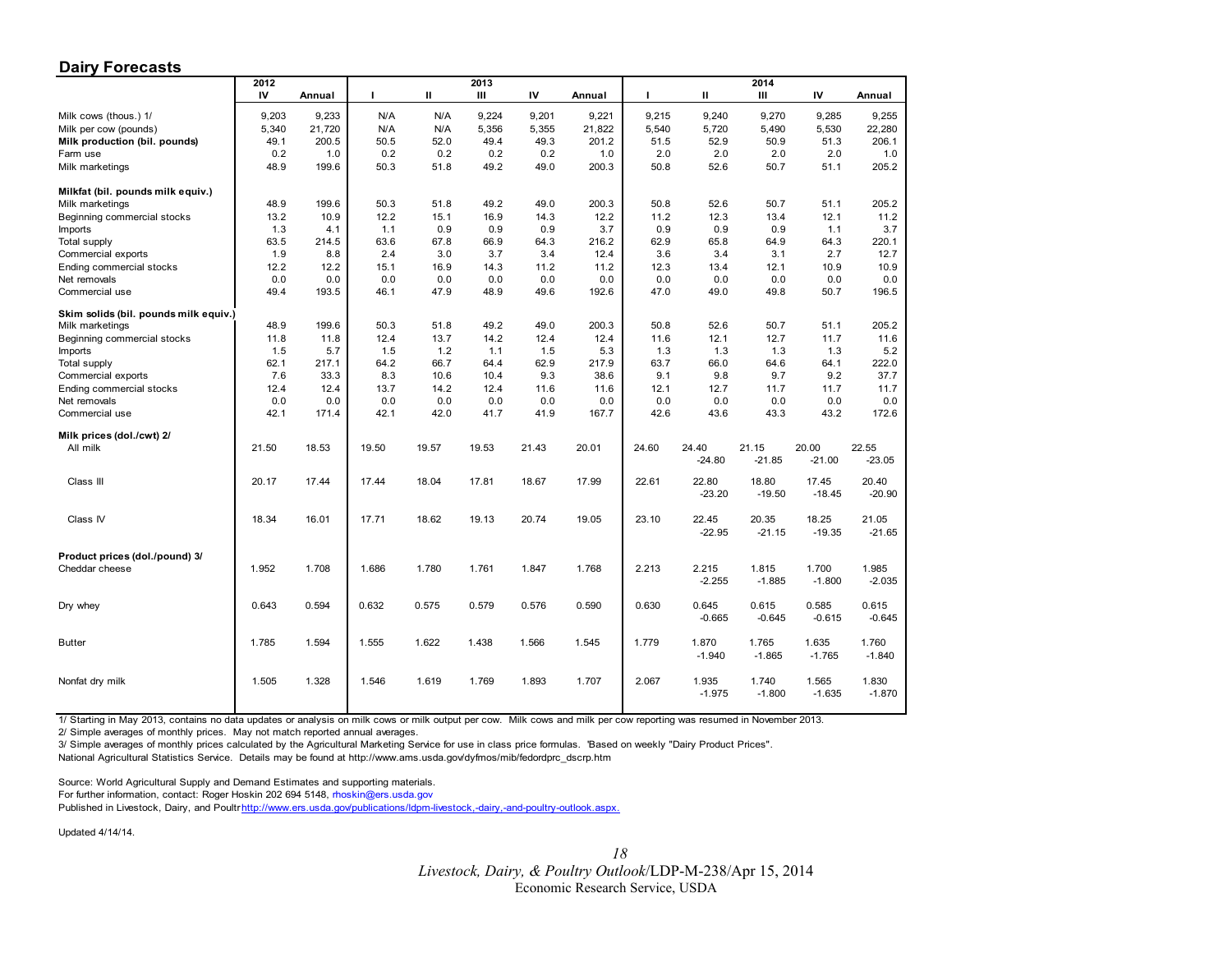## Dairy Forecasts

| | 2012 | | 2013 | | | | | 2014 | | | | |
|---|---|---|---|---|---|---|---|---|---|---|---|---|
| | IV | Annual | I | II | III | IV | Annual | I | II | III | IV | Annual |
| Milk cows (thous.) 1/ | 9,203 | 9,233 | N/A | N/A | 9,224 | 9,201 | 9,221 | 9,215 | 9,240 | 9,270 | 9,285 | 9,255 |
| Milk per cow (pounds) | 5,340 | 21,720 | N/A | N/A | 5,356 | 5,355 | 21,822 | 5,540 | 5,720 | 5,490 | 5,530 | 22,280 |
| **Milk production (bil. pounds)** | 49.1 | 200.5 | 50.5 | 52.0 | 49.4 | 49.3 | 201.2 | 51.5 | 52.9 | 50.9 | 51.3 | 206.1 |
| Farm use | 0.2 | 1.0 | 0.2 | 0.2 | 0.2 | 0.2 | 1.0 | 2.0 | 2.0 | 2.0 | 2.0 | 1.0 |
| Milk marketings | 48.9 | 199.6 | 50.3 | 51.8 | 49.2 | 49.0 | 200.3 | 50.8 | 52.6 | 50.7 | 51.1 | 205.2 |
| **Milkfat (bil. pounds milk equiv.)** | | | | | | | | | | | | |
| Milk marketings | 48.9 | 199.6 | 50.3 | 51.8 | 49.2 | 49.0 | 200.3 | 50.8 | 52.6 | 50.7 | 51.1 | 205.2 |
| Beginning commercial stocks | 13.2 | 10.9 | 12.2 | 15.1 | 16.9 | 14.3 | 12.2 | 11.2 | 12.3 | 13.4 | 12.1 | 11.2 |
| Imports | 1.3 | 4.1 | 1.1 | 0.9 | 0.9 | 0.9 | 3.7 | 0.9 | 0.9 | 0.9 | 1.1 | 3.7 |
| Total supply | 63.5 | 214.5 | 63.6 | 67.8 | 66.9 | 64.3 | 216.2 | 62.9 | 65.8 | 64.9 | 64.3 | 220.1 |
| Commercial exports | 1.9 | 8.8 | 2.4 | 3.0 | 3.7 | 3.4 | 12.4 | 3.6 | 3.4 | 3.1 | 2.7 | 12.7 |
| Ending commercial stocks | 12.2 | 12.2 | 15.1 | 16.9 | 14.3 | 11.2 | 11.2 | 12.3 | 13.4 | 12.1 | 10.9 | 10.9 |
| Net removals | 0.0 | 0.0 | 0.0 | 0.0 | 0.0 | 0.0 | 0.0 | 0.0 | 0.0 | 0.0 | 0.0 | 0.0 |
| Commercial use | 49.4 | 193.5 | 46.1 | 47.9 | 48.9 | 49.6 | 192.6 | 47.0 | 49.0 | 49.8 | 50.7 | 196.5 |
| **Skim solids (bil. pounds milk equiv.)** | | | | | | | | | | | | |
| Milk marketings | 48.9 | 199.6 | 50.3 | 51.8 | 49.2 | 49.0 | 200.3 | 50.8 | 52.6 | 50.7 | 51.1 | 205.2 |
| Beginning commercial stocks | 11.8 | 11.8 | 12.4 | 13.7 | 14.2 | 12.4 | 12.4 | 11.6 | 12.1 | 12.7 | 11.7 | 11.6 |
| Imports | 1.5 | 5.7 | 1.5 | 1.2 | 1.1 | 1.5 | 5.3 | 1.3 | 1.3 | 1.3 | 1.3 | 5.2 |
| Total supply | 62.1 | 217.1 | 64.2 | 66.7 | 64.4 | 62.9 | 217.9 | 63.7 | 66.0 | 64.6 | 64.1 | 222.0 |
| Commercial exports | 7.6 | 33.3 | 8.3 | 10.6 | 10.4 | 9.3 | 38.6 | 9.1 | 9.8 | 9.7 | 9.2 | 37.7 |
| Ending commercial stocks | 12.4 | 12.4 | 13.7 | 14.2 | 12.4 | 11.6 | 11.6 | 12.1 | 12.7 | 11.7 | 11.7 | 11.7 |
| Net removals | 0.0 | 0.0 | 0.0 | 0.0 | 0.0 | 0.0 | 0.0 | 0.0 | 0.0 | 0.0 | 0.0 | 0.0 |
| Commercial use | 42.1 | 171.4 | 42.1 | 42.0 | 41.7 | 41.9 | 167.7 | 42.6 | 43.6 | 43.3 | 43.2 | 172.6 |
| **Milk prices (dol./cwt) 2/** | | | | | | | | | | | | |
| All milk | 21.50 | 18.53 | 19.50 | 19.57 | 19.53 | 21.43 | 20.01 | 24.60 | 24.40 -24.80 | 21.15 -21.85 | 20.00 -21.00 | 22.55 -23.05 |
| Class III | 20.17 | 17.44 | 17.44 | 18.04 | 17.81 | 18.67 | 17.99 | 22.61 | 22.80 -23.20 | 18.80 -19.50 | 17.45 -18.45 | 20.40 -20.90 |
| Class IV | 18.34 | 16.01 | 17.71 | 18.62 | 19.13 | 20.74 | 19.05 | 23.10 | 22.45 -22.95 | 20.35 -21.15 | 18.25 -19.35 | 21.05 -21.65 |
| **Product prices (dol./pound) 3/** | | | | | | | | | | | | |
| Cheddar cheese | 1.952 | 1.708 | 1.686 | 1.780 | 1.761 | 1.847 | 1.768 | 2.213 | 2.215 -2.255 | 1.815 -1.885 | 1.700 -1.800 | 1.985 -2.035 |
| Dry whey | 0.643 | 0.594 | 0.632 | 0.575 | 0.579 | 0.576 | 0.590 | 0.630 | 0.645 -0.665 | 0.615 -0.645 | 0.585 -0.615 | 0.615 -0.645 |
| Butter | 1.785 | 1.594 | 1.555 | 1.622 | 1.438 | 1.566 | 1.545 | 1.779 | 1.870 -1.940 | 1.765 -1.865 | 1.635 -1.765 | 1.760 -1.840 |
| Nonfat dry milk | 1.505 | 1.328 | 1.546 | 1.619 | 1.769 | 1.893 | 1.707 | 2.067 | 1.935 -1.975 | 1.740 -1.800 | 1.565 -1.635 | 1.830 -1.870 |

1/ Starting in May 2013, contains no data updates or analysis on milk cows or milk output per cow. Milk cows and milk per cow reporting was resumed in November 2013.

2/ Simple averages of monthly prices. May not match reported annual averages.

3/ Simple averages of monthly prices calculated by the Agricultural Marketing Service for use in class price formulas. 'Based on weekly "Dairy Product Prices".

National Agricultural Statistics Service. Details may be found at http://www.ams.usda.gov/dyfmos/mib/fedordprc_dscrp.htm

Source: World Agricultural Supply and Demand Estimates and supporting materials.

For further information, contact: Roger Hoskin 202 694 5148, rhoskin@ers.usda.gov

Published in Livestock, Dairy, and Poultr http://www.ers.usda.gov/publications/ldpm-livestock,-dairy,-and-poultry-outlook.aspx.

Updated 4/14/14.